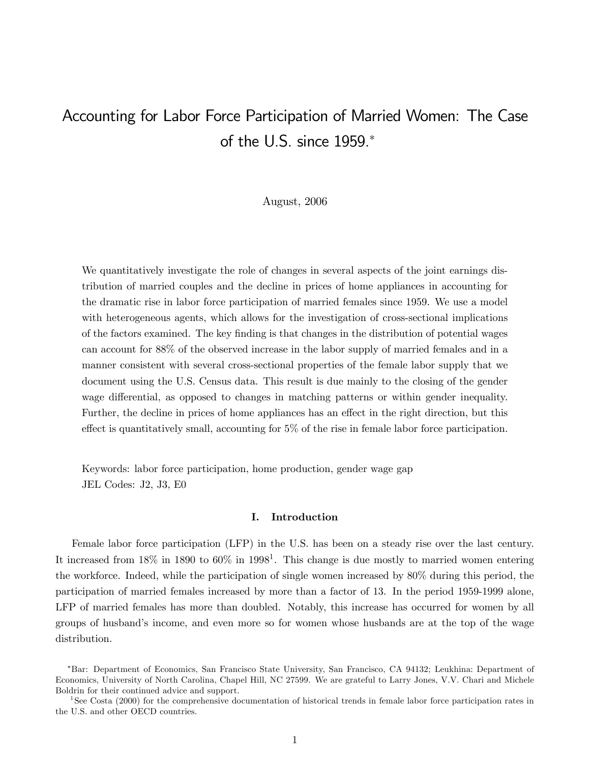# Accounting for Labor Force Participation of Married Women: The Case of the U.S. since 1959.*

August, 2006

We quantitatively investigate the role of changes in several aspects of the joint earnings distribution of married couples and the decline in prices of home appliances in accounting for the dramatic rise in labor force participation of married females since 1959. We use a model with heterogeneous agents, which allows for the investigation of cross-sectional implications of the factors examined. The key finding is that changes in the distribution of potential wages can account for 88% of the observed increase in the labor supply of married females and in a manner consistent with several cross-sectional properties of the female labor supply that we document using the U.S. Census data. This result is due mainly to the closing of the gender wage differential, as opposed to changes in matching patterns or within gender inequality. Further, the decline in prices of home appliances has an effect in the right direction, but this effect is quantitatively small, accounting for 5% of the rise in female labor force participation.

Keywords: labor force participation, home production, gender wage gap
JEL Codes: J2, J3, E0

## I. Introduction

Female labor force participation (LFP) in the U.S. has been on a steady rise over the last century. It increased from 18% in 1890 to 60% in 1998[1]. This change is due mostly to married women entering the workforce. Indeed, while the participation of single women increased by 80% during this period, the participation of married females increased by more than a factor of 13. In the period 1959-1999 alone, LFP of married females has more than doubled. Notably, this increase has occurred for women by all groups of husband's income, and even more so for women whose husbands are at the top of the wage distribution.

*Bar: Department of Economics, San Francisco State University, San Francisco, CA 94132; Leukhina: Department of Economics, University of North Carolina, Chapel Hill, NC 27599. We are grateful to Larry Jones, V.V. Chari and Michele Boldrin for their continued advice and support.

[1] See Costa (2000) for the comprehensive documentation of historical trends in female labor force participation rates in the U.S. and other OECD countries.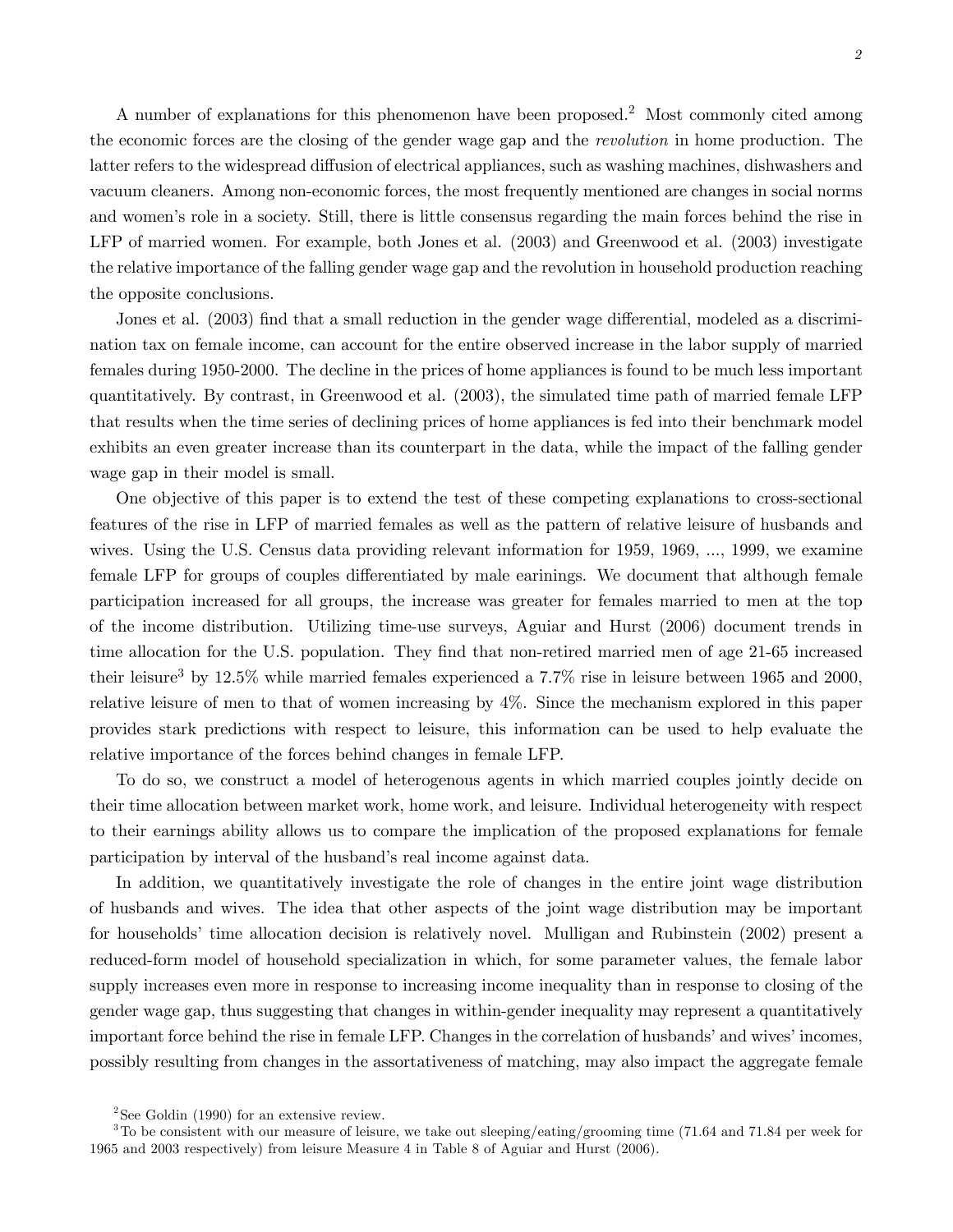A number of explanations for this phenomenon have been proposed.[2] Most commonly cited among the economic forces are the closing of the gender wage gap and the *revolution* in home production. The latter refers to the widespread diffusion of electrical appliances, such as washing machines, dishwashers and vacuum cleaners. Among non-economic forces, the most frequently mentioned are changes in social norms and women's role in a society. Still, there is little consensus regarding the main forces behind the rise in LFP of married women. For example, both Jones et al. (2003) and Greenwood et al. (2003) investigate the relative importance of the falling gender wage gap and the revolution in household production reaching the opposite conclusions.

Jones et al. (2003) find that a small reduction in the gender wage differential, modeled as a discrimination tax on female income, can account for the entire observed increase in the labor supply of married females during 1950-2000. The decline in the prices of home appliances is found to be much less important quantitatively. By contrast, in Greenwood et al. (2003), the simulated time path of married female LFP that results when the time series of declining prices of home appliances is fed into their benchmark model exhibits an even greater increase than its counterpart in the data, while the impact of the falling gender wage gap in their model is small.

One objective of this paper is to extend the test of these competing explanations to cross-sectional features of the rise in LFP of married females as well as the pattern of relative leisure of husbands and wives. Using the U.S. Census data providing relevant information for 1959, 1969, ..., 1999, we examine female LFP for groups of couples differentiated by male earinings. We document that although female participation increased for all groups, the increase was greater for females married to men at the top of the income distribution. Utilizing time-use surveys, Aguiar and Hurst (2006) document trends in time allocation for the U.S. population. They find that non-retired married men of age 21-65 increased their leisure[3] by 12.5% while married females experienced a 7.7% rise in leisure between 1965 and 2000, relative leisure of men to that of women increasing by 4%. Since the mechanism explored in this paper provides stark predictions with respect to leisure, this information can be used to help evaluate the relative importance of the forces behind changes in female LFP.

To do so, we construct a model of heterogenous agents in which married couples jointly decide on their time allocation between market work, home work, and leisure. Individual heterogeneity with respect to their earnings ability allows us to compare the implication of the proposed explanations for female participation by interval of the husband's real income against data.

In addition, we quantitatively investigate the role of changes in the entire joint wage distribution of husbands and wives. The idea that other aspects of the joint wage distribution may be important for households' time allocation decision is relatively novel. Mulligan and Rubinstein (2002) present a reduced-form model of household specialization in which, for some parameter values, the female labor supply increases even more in response to increasing income inequality than in response to closing of the gender wage gap, thus suggesting that changes in within-gender inequality may represent a quantitatively important force behind the rise in female LFP. Changes in the correlation of husbands' and wives' incomes, possibly resulting from changes in the assortativeness of matching, may also impact the aggregate female

[2] See Goldin (1990) for an extensive review.

[3] To be consistent with our measure of leisure, we take out sleeping/eating/grooming time (71.64 and 71.84 per week for 1965 and 2003 respectively) from leisure Measure 4 in Table 8 of Aguiar and Hurst (2006).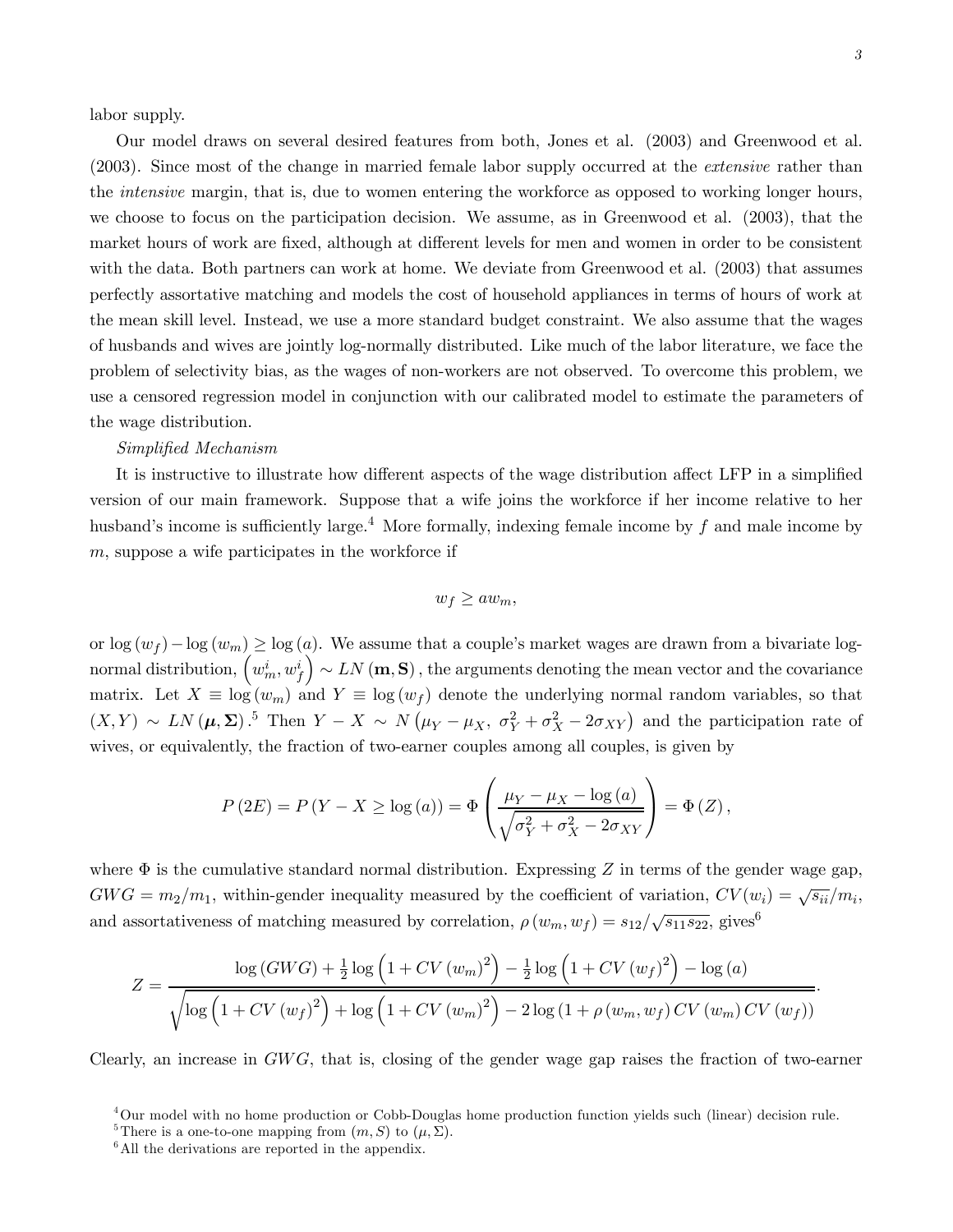labor supply.

Our model draws on several desired features from both, Jones et al. (2003) and Greenwood et al. (2003). Since most of the change in married female labor supply occurred at the *extensive* rather than the *intensive* margin, that is, due to women entering the workforce as opposed to working longer hours, we choose to focus on the participation decision. We assume, as in Greenwood et al. (2003), that the market hours of work are fixed, although at different levels for men and women in order to be consistent with the data. Both partners can work at home. We deviate from Greenwood et al. (2003) that assumes perfectly assortative matching and models the cost of household appliances in terms of hours of work at the mean skill level. Instead, we use a more standard budget constraint. We also assume that the wages of husbands and wives are jointly log-normally distributed. Like much of the labor literature, we face the problem of selectivity bias, as the wages of non-workers are not observed. To overcome this problem, we use a censored regression model in conjunction with our calibrated model to estimate the parameters of the wage distribution.

*Simplified Mechanism*

It is instructive to illustrate how different aspects of the wage distribution affect LFP in a simplified version of our main framework. Suppose that a wife joins the workforce if her income relative to her husband's income is sufficiently large.[4] More formally, indexing female income by $f$ and male income by $m$, suppose a wife participates in the workforce if

$$w_f \geq a w_m,$$

or $\log(w_f) - \log(w_m) \geq \log(a)$. We assume that a couple's market wages are drawn from a bivariate log-normal distribution, $\left(w_m^i, w_f^i\right) \sim LN(\mathbf{m}, \mathbf{S})$, the arguments denoting the mean vector and the covariance matrix. Let $X \equiv \log(w_m)$ and $Y \equiv \log(w_f)$ denote the underlying normal random variables, so that $(X, Y) \sim LN(\boldsymbol{\mu}, \boldsymbol{\Sigma})$.[5] Then $Y - X \sim N\left(\mu_Y - \mu_X,\ \sigma_Y^2 + \sigma_X^2 - 2\sigma_{XY}\right)$ and the participation rate of wives, or equivalently, the fraction of two-earner couples among all couples, is given by

$$P(2E) = P(Y - X \geq \log(a)) = \Phi\left(\frac{\mu_Y - \mu_X - \log(a)}{\sqrt{\sigma_Y^2 + \sigma_X^2 - 2\sigma_{XY}}}\right) = \Phi(Z),$$

where $\Phi$ is the cumulative standard normal distribution. Expressing $Z$ in terms of the gender wage gap, $GWG = m_2/m_1$, within-gender inequality measured by the coefficient of variation, $CV(w_i) = \sqrt{s_{ii}}/m_i$, and assortativeness of matching measured by correlation, $\rho(w_m, w_f) = s_{12}/\sqrt{s_{11}s_{22}}$, gives[6]

$$Z = \frac{\log(GWG) + \frac{1}{2}\log\left(1 + CV(w_m)^2\right) - \frac{1}{2}\log\left(1 + CV(w_f)^2\right) - \log(a)}{\sqrt{\log\left(1 + CV(w_f)^2\right) + \log\left(1 + CV(w_m)^2\right) - 2\log\left(1 + \rho(w_m, w_f)\, CV(w_m)\, CV(w_f)\right)}}.$$

Clearly, an increase in $GWG$, that is, closing of the gender wage gap raises the fraction of two-earner

[4] Our model with no home production or Cobb-Douglas home production function yields such (linear) decision rule.

[5] There is a one-to-one mapping from $(m, S)$ to $(\mu, \Sigma)$.

[6] All the derivations are reported in the appendix.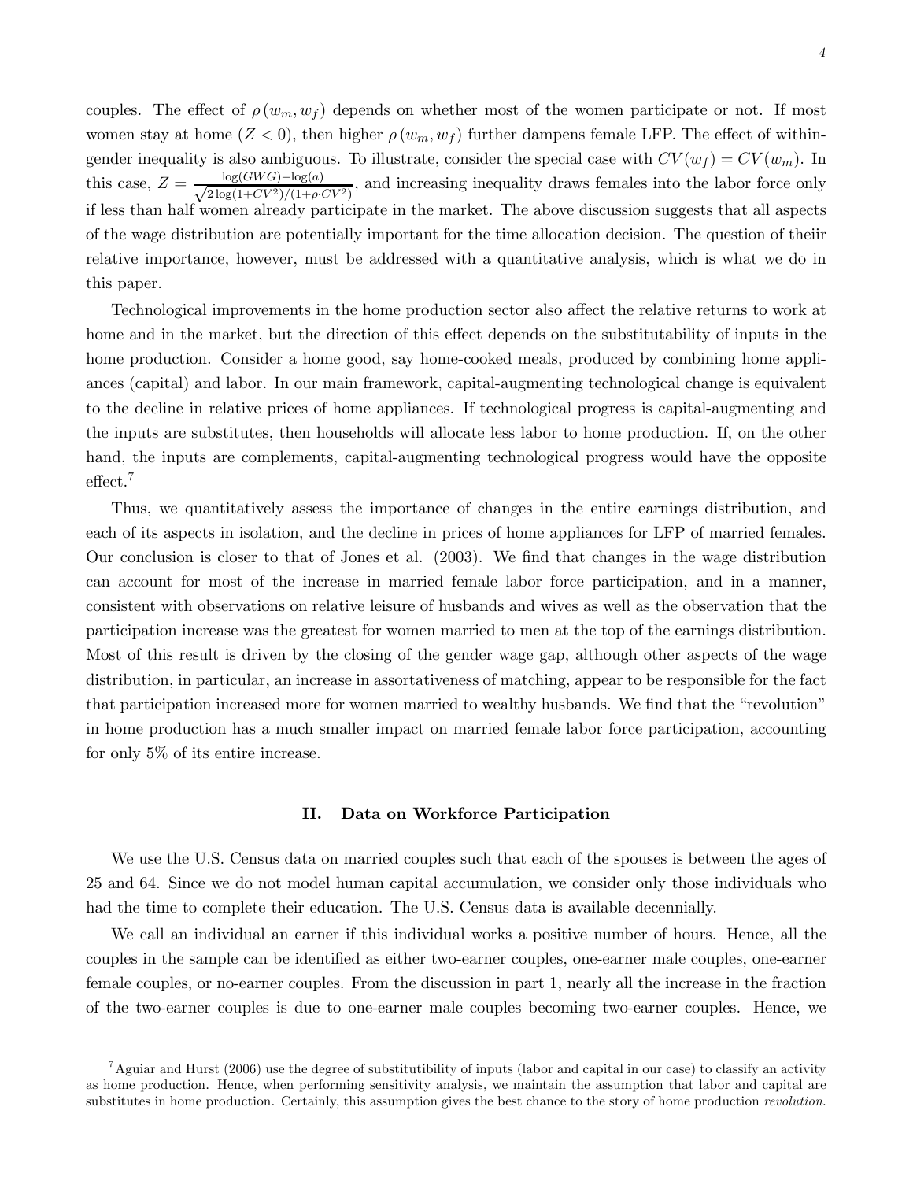couples. The effect of $\rho(w_m, w_f)$ depends on whether most of the women participate or not. If most women stay at home ($Z < 0$), then higher $\rho(w_m, w_f)$ further dampens female LFP. The effect of within-gender inequality is also ambiguous. To illustrate, consider the special case with $CV(w_f) = CV(w_m)$. In this case, $Z = \frac{\log(GWG) - \log(a)}{\sqrt{2\log(1+CV^2)/(1+\rho \cdot CV^2)}}$, and increasing inequality draws females into the labor force only if less than half women already participate in the market. The above discussion suggests that all aspects of the wage distribution are potentially important for the time allocation decision. The question of theiir relative importance, however, must be addressed with a quantitative analysis, which is what we do in this paper.

Technological improvements in the home production sector also affect the relative returns to work at home and in the market, but the direction of this effect depends on the substitutability of inputs in the home production. Consider a home good, say home-cooked meals, produced by combining home appliances (capital) and labor. In our main framework, capital-augmenting technological change is equivalent to the decline in relative prices of home appliances. If technological progress is capital-augmenting and the inputs are substitutes, then households will allocate less labor to home production. If, on the other hand, the inputs are complements, capital-augmenting technological progress would have the opposite effect.[7]

Thus, we quantitatively assess the importance of changes in the entire earnings distribution, and each of its aspects in isolation, and the decline in prices of home appliances for LFP of married females. Our conclusion is closer to that of Jones et al. (2003). We find that changes in the wage distribution can account for most of the increase in married female labor force participation, and in a manner, consistent with observations on relative leisure of husbands and wives as well as the observation that the participation increase was the greatest for women married to men at the top of the earnings distribution. Most of this result is driven by the closing of the gender wage gap, although other aspects of the wage distribution, in particular, an increase in assortativeness of matching, appear to be responsible for the fact that participation increased more for women married to wealthy husbands. We find that the "revolution" in home production has a much smaller impact on married female labor force participation, accounting for only 5% of its entire increase.

## II. Data on Workforce Participation

We use the U.S. Census data on married couples such that each of the spouses is between the ages of 25 and 64. Since we do not model human capital accumulation, we consider only those individuals who had the time to complete their education. The U.S. Census data is available decennially.

We call an individual an earner if this individual works a positive number of hours. Hence, all the couples in the sample can be identified as either two-earner couples, one-earner male couples, one-earner female couples, or no-earner couples. From the discussion in part 1, nearly all the increase in the fraction of the two-earner couples is due to one-earner male couples becoming two-earner couples. Hence, we

[7] Aguiar and Hurst (2006) use the degree of substitutibility of inputs (labor and capital in our case) to classify an activity as home production. Hence, when performing sensitivity analysis, we maintain the assumption that labor and capital are substitutes in home production. Certainly, this assumption gives the best chance to the story of home production *revolution*.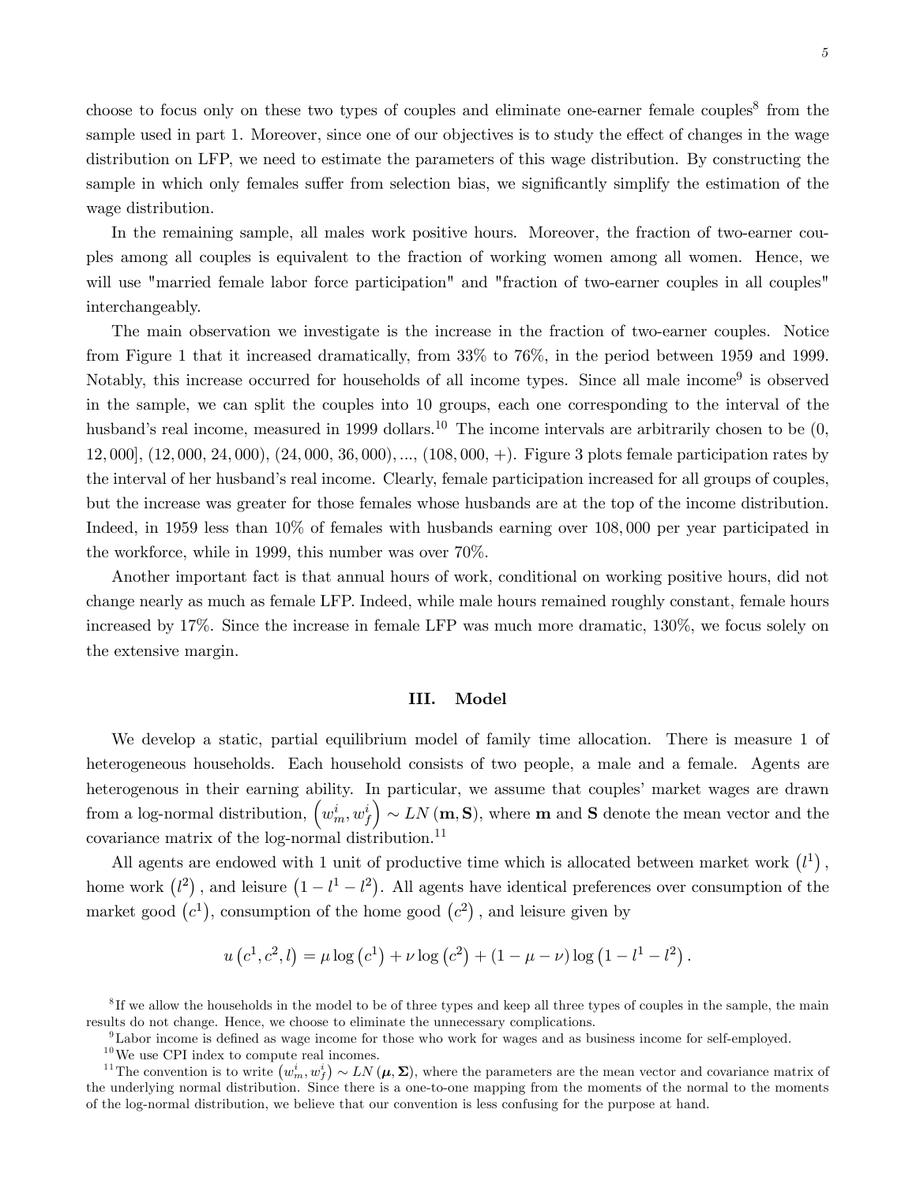choose to focus only on these two types of couples and eliminate one-earner female couples[8] from the sample used in part 1. Moreover, since one of our objectives is to study the effect of changes in the wage distribution on LFP, we need to estimate the parameters of this wage distribution. By constructing the sample in which only females suffer from selection bias, we significantly simplify the estimation of the wage distribution.

In the remaining sample, all males work positive hours. Moreover, the fraction of two-earner couples among all couples is equivalent to the fraction of working women among all women. Hence, we will use "married female labor force participation" and "fraction of two-earner couples in all couples" interchangeably.

The main observation we investigate is the increase in the fraction of two-earner couples. Notice from Figure 1 that it increased dramatically, from 33% to 76%, in the period between 1959 and 1999. Notably, this increase occurred for households of all income types. Since all male income[9] is observed in the sample, we can split the couples into 10 groups, each one corresponding to the interval of the husband's real income, measured in 1999 dollars.[10] The income intervals are arbitrarily chosen to be $(0, 12,000]$, $(12,000, 24,000)$, $(24,000, 36,000)$, ..., $(108,000, +)$. Figure 3 plots female participation rates by the interval of her husband's real income. Clearly, female participation increased for all groups of couples, but the increase was greater for those females whose husbands are at the top of the income distribution. Indeed, in 1959 less than 10% of females with husbands earning over 108,000 per year participated in the workforce, while in 1999, this number was over 70%.

Another important fact is that annual hours of work, conditional on working positive hours, did not change nearly as much as female LFP. Indeed, while male hours remained roughly constant, female hours increased by 17%. Since the increase in female LFP was much more dramatic, 130%, we focus solely on the extensive margin.

## III. Model

We develop a static, partial equilibrium model of family time allocation. There is measure 1 of heterogeneous households. Each household consists of two people, a male and a female. Agents are heterogenous in their earning ability. In particular, we assume that couples' market wages are drawn from a log-normal distribution, $\left(w_m^i, w_f^i\right) \sim LN\left(\mathbf{m}, \mathbf{S}\right)$, where $\mathbf{m}$ and $\mathbf{S}$ denote the mean vector and the covariance matrix of the log-normal distribution.[11]

All agents are endowed with 1 unit of productive time which is allocated between market work $\left(l^1\right)$, home work $\left(l^2\right)$, and leisure $\left(1 - l^1 - l^2\right)$. All agents have identical preferences over consumption of the market good $\left(c^1\right)$, consumption of the home good $\left(c^2\right)$, and leisure given by

$$u\left(c^1, c^2, l\right) = \mu \log\left(c^1\right) + \nu \log\left(c^2\right) + (1 - \mu - \nu) \log\left(1 - l^1 - l^2\right).$$

[8] If we allow the households in the model to be of three types and keep all three types of couples in the sample, the main results do not change. Hence, we choose to eliminate the unnecessary complications.

[9] Labor income is defined as wage income for those who work for wages and as business income for self-employed.

[10] We use CPI index to compute real incomes.

[11] The convention is to write $\left(w_m^i, w_f^i\right) \sim LN\left(\boldsymbol{\mu}, \boldsymbol{\Sigma}\right)$, where the parameters are the mean vector and covariance matrix of the underlying normal distribution. Since there is a one-to-one mapping from the moments of the normal to the moments of the log-normal distribution, we believe that our convention is less confusing for the purpose at hand.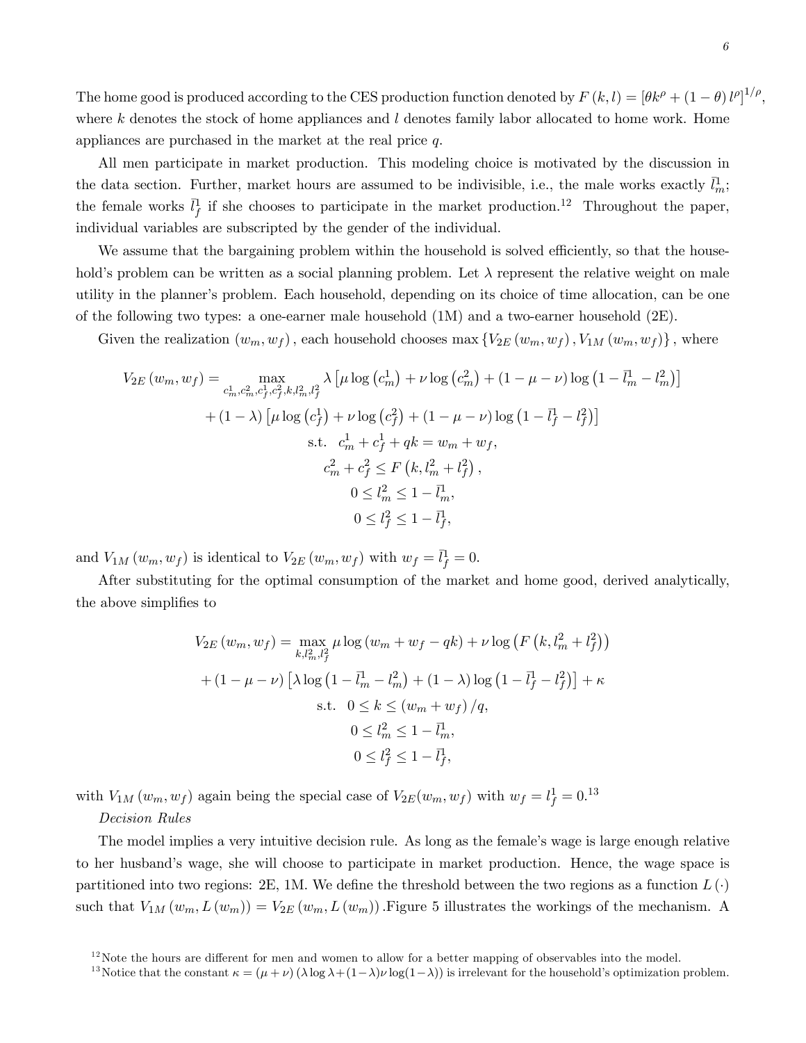The home good is produced according to the CES production function denoted by $F(k,l) = [\theta k^{\rho} + (1-\theta) l^{\rho}]^{1/\rho}$, where $k$ denotes the stock of home appliances and $l$ denotes family labor allocated to home work. Home appliances are purchased in the market at the real price $q$.

All men participate in market production. This modeling choice is motivated by the discussion in the data section. Further, market hours are assumed to be indivisible, i.e., the male works exactly $\bar{l}_m^1$; the female works $\bar{l}_f^1$ if she chooses to participate in the market production.[12] Throughout the paper, individual variables are subscripted by the gender of the individual.

We assume that the bargaining problem within the household is solved efficiently, so that the household's problem can be written as a social planning problem. Let $\lambda$ represent the relative weight on male utility in the planner's problem. Each household, depending on its choice of time allocation, can be one of the following two types: a one-earner male household (1M) and a two-earner household (2E).

Given the realization $(w_m, w_f)$, each household chooses $\max\{V_{2E}(w_m, w_f), V_{1M}(w_m, w_f)\}$, where

$$
\begin{aligned}
V_{2E}(w_m, w_f) = \max_{c_m^1, c_m^2, c_f^1, c_f^2, k, l_m^2, l_f^2} & \ \lambda \left[\mu \log\left(c_m^1\right) + \nu \log\left(c_m^2\right) + (1-\mu-\nu)\log\left(1 - \bar{l}_m^1 - l_m^2\right)\right] \\
& + (1-\lambda)\left[\mu \log\left(c_f^1\right) + \nu \log\left(c_f^2\right) + (1-\mu-\nu)\log\left(1 - \bar{l}_f^1 - l_f^2\right)\right] \\
\text{s.t. } & \ c_m^1 + c_f^1 + qk = w_m + w_f, \\
& \ c_m^2 + c_f^2 \le F\left(k, l_m^2 + l_f^2\right), \\
& \ 0 \le l_m^2 \le 1 - \bar{l}_m^1, \\
& \ 0 \le l_f^2 \le 1 - \bar{l}_f^1,
\end{aligned}
$$

and $V_{1M}(w_m, w_f)$ is identical to $V_{2E}(w_m, w_f)$ with $w_f = \bar{l}_f^1 = 0$.

After substituting for the optimal consumption of the market and home good, derived analytically, the above simplifies to

$$
\begin{aligned}
V_{2E}(w_m, w_f) = \max_{k, l_m^2, l_f^2} & \ \mu \log(w_m + w_f - qk) + \nu \log\left(F\left(k, l_m^2 + l_f^2\right)\right) \\
& + (1-\mu-\nu)\left[\lambda \log\left(1 - \bar{l}_m^1 - l_m^2\right) + (1-\lambda)\log\left(1 - \bar{l}_f^1 - l_f^2\right)\right] + \kappa \\
\text{s.t. } & \ 0 \le k \le (w_m + w_f)/q, \\
& \ 0 \le l_m^2 \le 1 - \bar{l}_m^1, \\
& \ 0 \le l_f^2 \le 1 - \bar{l}_f^1,
\end{aligned}
$$

with $V_{1M}(w_m, w_f)$ again being the special case of $V_{2E}(w_m, w_f)$ with $w_f = l_f^1 = 0$.[13]

*Decision Rules*

The model implies a very intuitive decision rule. As long as the female's wage is large enough relative to her husband's wage, she will choose to participate in market production. Hence, the wage space is partitioned into two regions: 2E, 1M. We define the threshold between the two regions as a function $L(\cdot)$ such that $V_{1M}(w_m, L(w_m)) = V_{2E}(w_m, L(w_m))$. Figure 5 illustrates the workings of the mechanism. A

[12] Note the hours are different for men and women to allow for a better mapping of observables into the model.

[13] Notice that the constant $\kappa = (\mu + \nu)(\lambda \log \lambda + (1-\lambda)\nu \log(1-\lambda))$ is irrelevant for the household's optimization problem.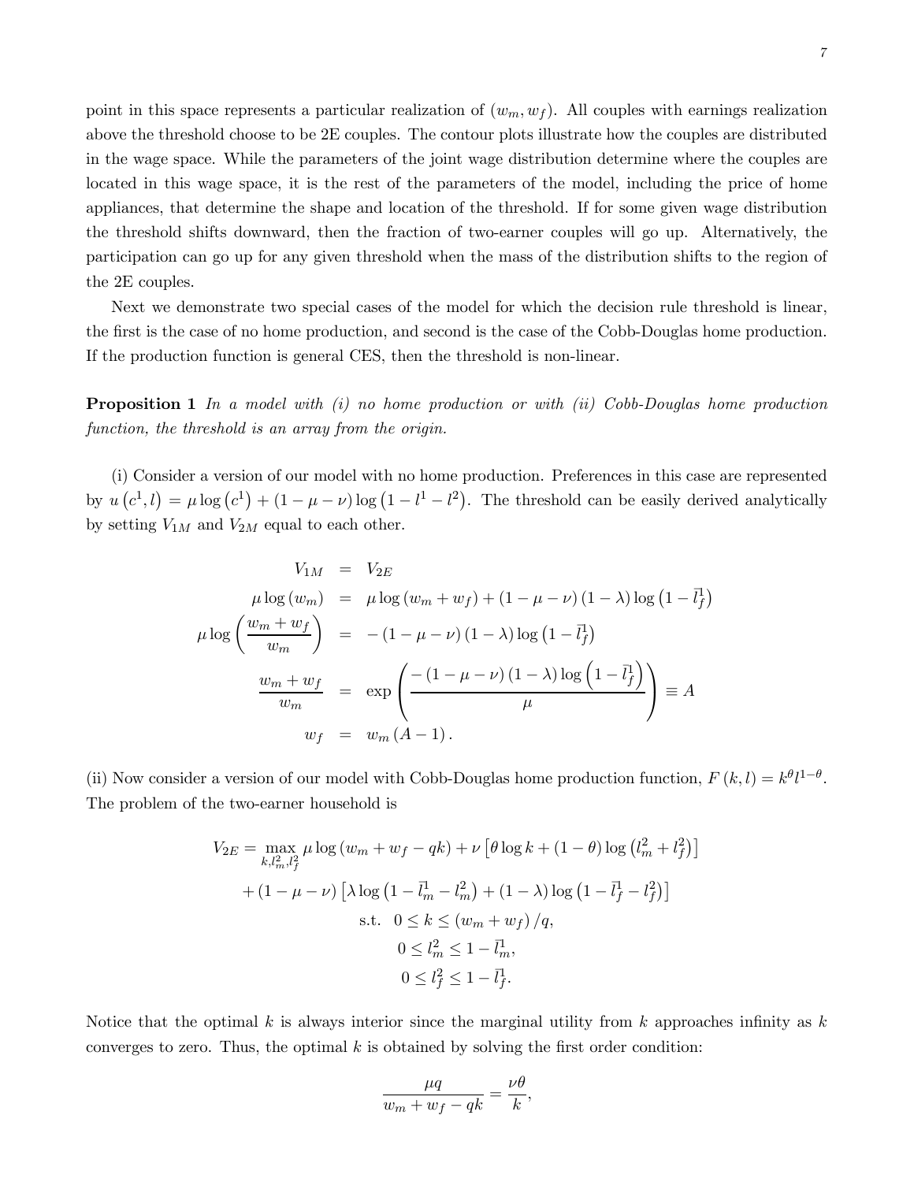point in this space represents a particular realization of $(w_m, w_f)$. All couples with earnings realization above the threshold choose to be 2E couples. The contour plots illustrate how the couples are distributed in the wage space. While the parameters of the joint wage distribution determine where the couples are located in this wage space, it is the rest of the parameters of the model, including the price of home appliances, that determine the shape and location of the threshold. If for some given wage distribution the threshold shifts downward, then the fraction of two-earner couples will go up. Alternatively, the participation can go up for any given threshold when the mass of the distribution shifts to the region of the 2E couples.

Next we demonstrate two special cases of the model for which the decision rule threshold is linear, the first is the case of no home production, and second is the case of the Cobb-Douglas home production. If the production function is general CES, then the threshold is non-linear.

**Proposition 1** *In a model with (i) no home production or with (ii) Cobb-Douglas home production function, the threshold is an array from the origin.*

(i) Consider a version of our model with no home production. Preferences in this case are represented by $u(c^1, l) = \mu \log(c^1) + (1 - \mu - \nu) \log(1 - l^1 - l^2)$. The threshold can be easily derived analytically by setting $V_{1M}$ and $V_{2M}$ equal to each other.

$$
\begin{aligned}
V_{1M} &= V_{2E} \\
\mu \log(w_m) &= \mu \log(w_m + w_f) + (1 - \mu - \nu)(1 - \lambda) \log\left(1 - \bar{l}_f^1\right) \\
\mu \log\left(\frac{w_m + w_f}{w_m}\right) &= -(1 - \mu - \nu)(1 - \lambda) \log\left(1 - \bar{l}_f^1\right) \\
\frac{w_m + w_f}{w_m} &= \exp\left(\frac{-(1 - \mu - \nu)(1 - \lambda) \log\left(1 - \bar{l}_f^1\right)}{\mu}\right) \equiv A \\
w_f &= w_m (A - 1).
\end{aligned}
$$

(ii) Now consider a version of our model with Cobb-Douglas home production function, $F(k, l) = k^{\theta} l^{1-\theta}$. The problem of the two-earner household is

$$
\begin{aligned}
V_{2E} = \max_{k, l_m^2, l_f^2} \; & \mu \log(w_m + w_f - qk) + \nu \left[\theta \log k + (1 - \theta) \log\left(l_m^2 + l_f^2\right)\right] \\
& + (1 - \mu - \nu) \left[\lambda \log\left(1 - \bar{l}_m^1 - l_m^2\right) + (1 - \lambda) \log\left(1 - \bar{l}_f^1 - l_f^2\right)\right] \\
& \text{s.t.} \quad 0 \leq k \leq (w_m + w_f)/q, \\
& \qquad 0 \leq l_m^2 \leq 1 - \bar{l}_m^1, \\
& \qquad 0 \leq l_f^2 \leq 1 - \bar{l}_f^1.
\end{aligned}
$$

Notice that the optimal $k$ is always interior since the marginal utility from $k$ approaches infinity as $k$ converges to zero. Thus, the optimal $k$ is obtained by solving the first order condition:

$$
\frac{\mu q}{w_m + w_f - qk} = \frac{\nu \theta}{k},
$$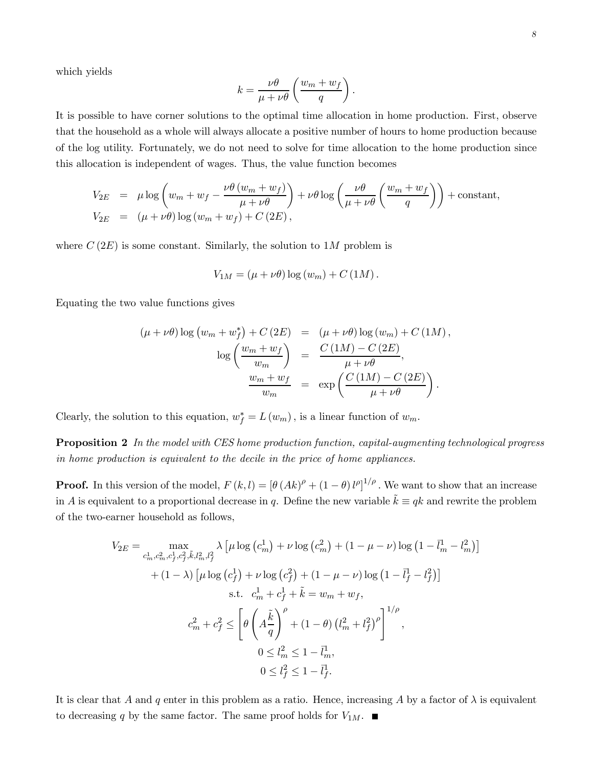which yields

$$k = \frac{\nu\theta}{\mu + \nu\theta}\left(\frac{w_m + w_f}{q}\right).$$

It is possible to have corner solutions to the optimal time allocation in home production. First, observe that the household as a whole will always allocate a positive number of hours to home production because of the log utility. Fortunately, we do not need to solve for time allocation to the home production since this allocation is independent of wages. Thus, the value function becomes

$$\begin{aligned}
V_{2E} &= \mu \log\left(w_m + w_f - \frac{\nu\theta\,(w_m + w_f)}{\mu + \nu\theta}\right) + \nu\theta \log\left(\frac{\nu\theta}{\mu + \nu\theta}\left(\frac{w_m + w_f}{q}\right)\right) + \text{constant}, \\
V_{2E} &= (\mu + \nu\theta)\log(w_m + w_f) + C(2E),
\end{aligned}$$

where $C(2E)$ is some constant. Similarly, the solution to $1M$ problem is

$$V_{1M} = (\mu + \nu\theta)\log(w_m) + C(1M).$$

Equating the two value functions gives

$$\begin{aligned}
(\mu + \nu\theta)\log\left(w_m + w_f^*\right) + C(2E) &= (\mu + \nu\theta)\log(w_m) + C(1M), \\
\log\left(\frac{w_m + w_f}{w_m}\right) &= \frac{C(1M) - C(2E)}{\mu + \nu\theta}, \\
\frac{w_m + w_f}{w_m} &= \exp\left(\frac{C(1M) - C(2E)}{\mu + \nu\theta}\right).
\end{aligned}$$

Clearly, the solution to this equation, $w_f^* = L(w_m)$, is a linear function of $w_m$.

**Proposition 2** *In the model with CES home production function, capital-augmenting technological progress in home production is equivalent to the decile in the price of home appliances.*

**Proof.** In this version of the model, $F(k,l) = \left[\theta (Ak)^{\rho} + (1-\theta)\, l^{\rho}\right]^{1/\rho}$. We want to show that an increase in $A$ is equivalent to a proportional decrease in $q$. Define the new variable $\tilde{k} \equiv qk$ and rewrite the problem of the two-earner household as follows,

$$\begin{aligned}
V_{2E} = \max_{c_m^1, c_m^2, c_f^1, c_f^2, \tilde{k}, l_m^2, l_f^2} \; & \lambda\left[\mu \log\left(c_m^1\right) + \nu \log\left(c_m^2\right) + (1-\mu-\nu)\log\left(1 - \bar{l}_m^1 - l_m^2\right)\right] \\
& + (1-\lambda)\left[\mu \log\left(c_f^1\right) + \nu \log\left(c_f^2\right) + (1-\mu-\nu)\log\left(1 - \bar{l}_f^1 - l_f^2\right)\right] \\
& \text{s.t. } \; c_m^1 + c_f^1 + \tilde{k} = w_m + w_f, \\
& c_m^2 + c_f^2 \leq \left[\theta\left(A\frac{\tilde{k}}{q}\right)^{\rho} + (1-\theta)\left(l_m^2 + l_f^2\right)^{\rho}\right]^{1/\rho}, \\
& 0 \leq l_m^2 \leq 1 - \bar{l}_m^1, \\
& 0 \leq l_f^2 \leq 1 - \bar{l}_f^1.
\end{aligned}$$

It is clear that $A$ and $q$ enter in this problem as a ratio. Hence, increasing $A$ by a factor of $\lambda$ is equivalent to decreasing $q$ by the same factor. The same proof holds for $V_{1M}$. ■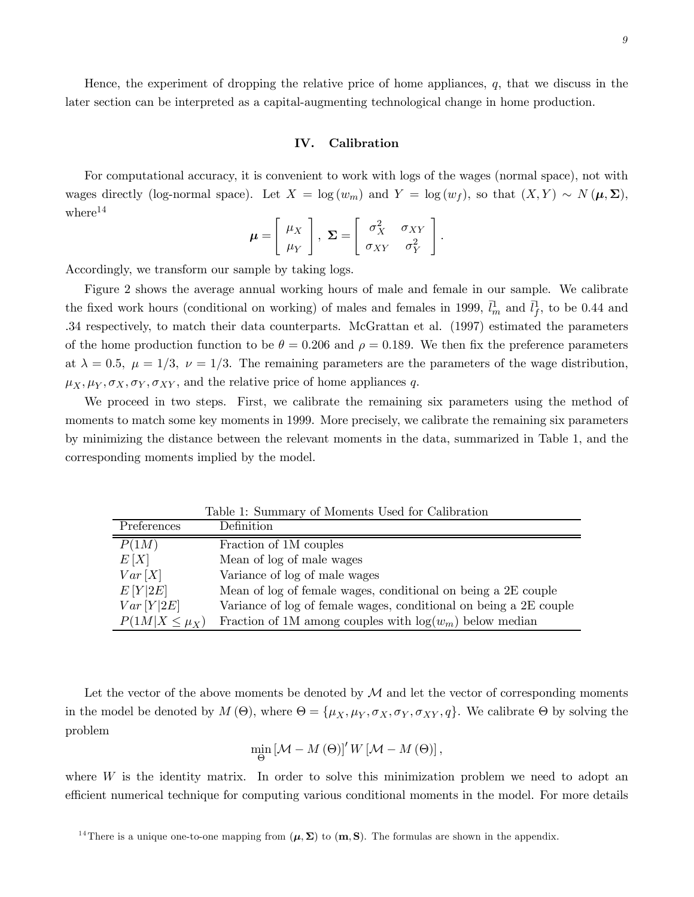Hence, the experiment of dropping the relative price of home appliances, $q$, that we discuss in the later section can be interpreted as a capital-augmenting technological change in home production.

## IV. Calibration

For computational accuracy, it is convenient to work with logs of the wages (normal space), not with wages directly (log-normal space). Let $X = \log(w_m)$ and $Y = \log(w_f)$, so that $(X, Y) \sim N(\boldsymbol{\mu}, \boldsymbol{\Sigma})$, where[14]

$$\boldsymbol{\mu} = \begin{bmatrix} \mu_X \\ \mu_Y \end{bmatrix}, \; \boldsymbol{\Sigma} = \begin{bmatrix} \sigma_X^2 & \sigma_{XY} \\ \sigma_{XY} & \sigma_Y^2 \end{bmatrix}.$$

Accordingly, we transform our sample by taking logs.

Figure 2 shows the average annual working hours of male and female in our sample. We calibrate the fixed work hours (conditional on working) of males and females in 1999, $\bar{l}_m^1$ and $\bar{l}_f^1$, to be 0.44 and .34 respectively, to match their data counterparts. McGrattan et al. (1997) estimated the parameters of the home production function to be $\theta = 0.206$ and $\rho = 0.189$. We then fix the preference parameters at $\lambda = 0.5$, $\mu = 1/3$, $\nu = 1/3$. The remaining parameters are the parameters of the wage distribution, $\mu_X, \mu_Y, \sigma_X, \sigma_Y, \sigma_{XY}$, and the relative price of home appliances $q$.

We proceed in two steps. First, we calibrate the remaining six parameters using the method of moments to match some key moments in 1999. More precisely, we calibrate the remaining six parameters by minimizing the distance between the relevant moments in the data, summarized in Table 1, and the corresponding moments implied by the model.

Table 1: Summary of Moments Used for Calibration

| Preferences | Definition |
|---|---|
| $P(1M)$ | Fraction of 1M couples |
| $E[X]$ | Mean of log of male wages |
| $Var[X]$ | Variance of log of male wages |
| $E[Y\|2E]$ | Mean of log of female wages, conditional on being a 2E couple |
| $Var[Y\|2E]$ | Variance of log of female wages, conditional on being a 2E couple |
| $P(1M\|X \leq \mu_X)$ | Fraction of 1M among couples with $\log(w_m)$ below median |

Let the vector of the above moments be denoted by $\mathcal{M}$ and let the vector of corresponding moments in the model be denoted by $M(\Theta)$, where $\Theta = \{\mu_X, \mu_Y, \sigma_X, \sigma_Y, \sigma_{XY}, q\}$. We calibrate $\Theta$ by solving the problem

$$\min_{\Theta} [\mathcal{M} - M(\Theta)]' W [\mathcal{M} - M(\Theta)],$$

where $W$ is the identity matrix. In order to solve this minimization problem we need to adopt an efficient numerical technique for computing various conditional moments in the model. For more details

[14] There is a unique one-to-one mapping from $(\boldsymbol{\mu}, \boldsymbol{\Sigma})$ to $(\mathbf{m}, \mathbf{S})$. The formulas are shown in the appendix.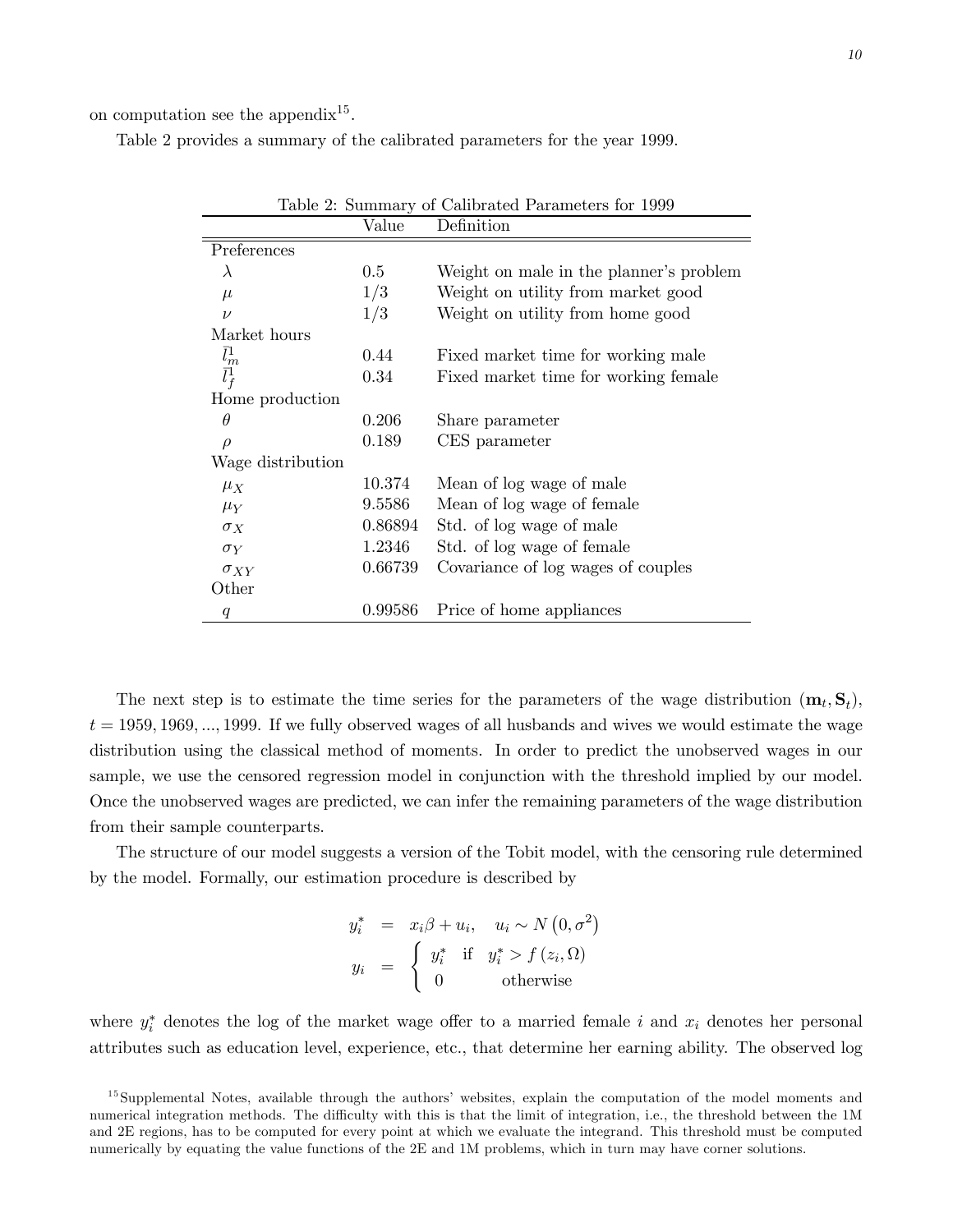on computation see the appendix[15].

Table 2 provides a summary of the calibrated parameters for the year 1999.

Table 2: Summary of Calibrated Parameters for 1999

| | Value | Definition |
|---|---|---|
| Preferences | | |
| $\lambda$ | 0.5 | Weight on male in the planner's problem |
| $\mu$ | 1/3 | Weight on utility from market good |
| $\nu$ | 1/3 | Weight on utility from home good |
| Market hours | | |
| $\bar{l}_m^1$ | 0.44 | Fixed market time for working male |
| $\bar{l}_f^1$ | 0.34 | Fixed market time for working female |
| Home production | | |
| $\theta$ | 0.206 | Share parameter |
| $\rho$ | 0.189 | CES parameter |
| Wage distribution | | |
| $\mu_X$ | 10.374 | Mean of log wage of male |
| $\mu_Y$ | 9.5586 | Mean of log wage of female |
| $\sigma_X$ | 0.86894 | Std. of log wage of male |
| $\sigma_Y$ | 1.2346 | Std. of log wage of female |
| $\sigma_{XY}$ | 0.66739 | Covariance of log wages of couples |
| Other | | |
| $q$ | 0.99586 | Price of home appliances |

The next step is to estimate the time series for the parameters of the wage distribution $(\mathbf{m}_t, \mathbf{S}_t)$, $t = 1959, 1969, ..., 1999$. If we fully observed wages of all husbands and wives we would estimate the wage distribution using the classical method of moments. In order to predict the unobserved wages in our sample, we use the censored regression model in conjunction with the threshold implied by our model. Once the unobserved wages are predicted, we can infer the remaining parameters of the wage distribution from their sample counterparts.

The structure of our model suggests a version of the Tobit model, with the censoring rule determined by the model. Formally, our estimation procedure is described by

$$
\begin{aligned}
y_i^* &= x_i\beta + u_i, \quad u_i \sim N\left(0, \sigma^2\right) \\
y_i &= \begin{cases} y_i^* & \text{if} \quad y_i^* > f\left(z_i, \Omega\right) \\ 0 & \text{otherwise} \end{cases}
\end{aligned}
$$

where $y_i^*$ denotes the log of the market wage offer to a married female $i$ and $x_i$ denotes her personal attributes such as education level, experience, etc., that determine her earning ability. The observed log

[15] Supplemental Notes, available through the authors' websites, explain the computation of the model moments and numerical integration methods. The difficulty with this is that the limit of integration, i.e., the threshold between the 1M and 2E regions, has to be computed for every point at which we evaluate the integrand. This threshold must be computed numerically by equating the value functions of the 2E and 1M problems, which in turn may have corner solutions.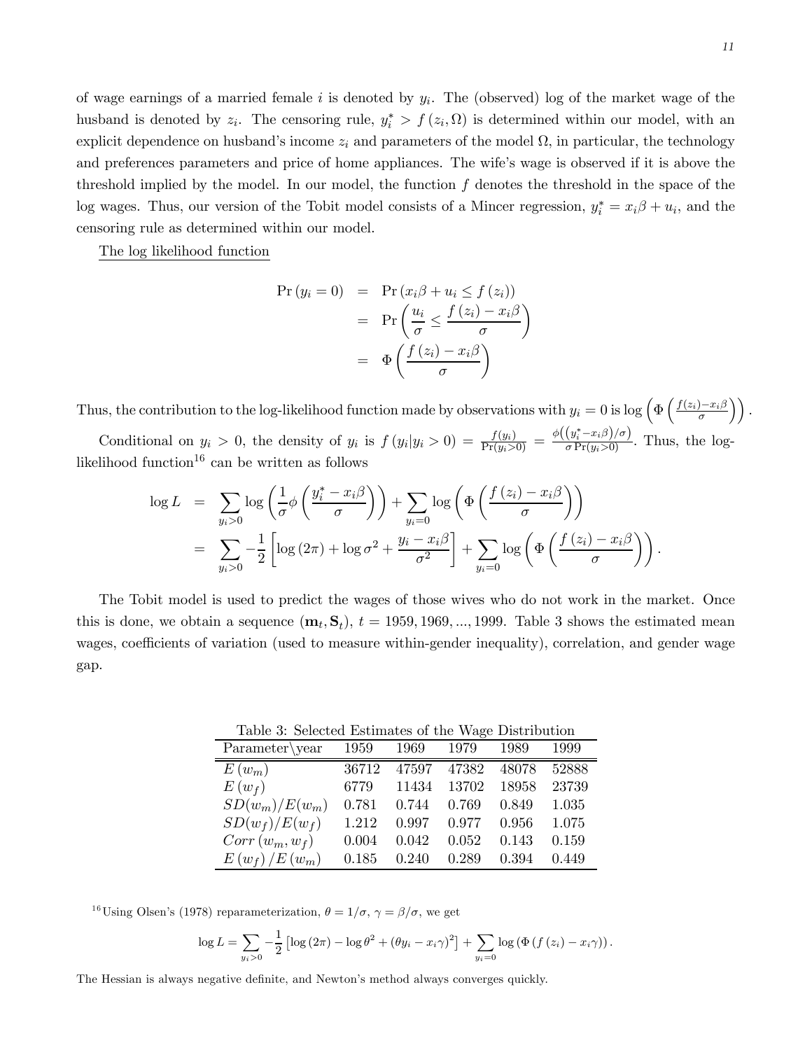of wage earnings of a married female $i$ is denoted by $y_i$. The (observed) log of the market wage of the husband is denoted by $z_i$. The censoring rule, $y_i^* > f(z_i, \Omega)$ is determined within our model, with an explicit dependence on husband's income $z_i$ and parameters of the model $\Omega$, in particular, the technology and preferences parameters and price of home appliances. The wife's wage is observed if it is above the threshold implied by the model. In our model, the function $f$ denotes the threshold in the space of the log wages. Thus, our version of the Tobit model consists of a Mincer regression, $y_i^* = x_i\beta + u_i$, and the censoring rule as determined within our model.

The log likelihood function

$$
\begin{aligned}
\Pr(y_i = 0) &= \Pr(x_i\beta + u_i \leq f(z_i)) \\
&= \Pr\left(\frac{u_i}{\sigma} \leq \frac{f(z_i) - x_i\beta}{\sigma}\right) \\
&= \Phi\left(\frac{f(z_i) - x_i\beta}{\sigma}\right)
\end{aligned}
$$

Thus, the contribution to the log-likelihood function made by observations with $y_i = 0$ is $\log\left(\Phi\left(\frac{f(z_i)-x_i\beta}{\sigma}\right)\right)$.

Conditional on $y_i > 0$, the density of $y_i$ is $f(y_i|y_i > 0) = \frac{f(y_i)}{\Pr(y_i>0)} = \frac{\phi\left(\left(y_i^*-x_i\beta\right)/\sigma\right)}{\sigma\Pr(y_i>0)}$. Thus, the log-likelihood function[16] can be written as follows

$$
\begin{aligned}
\log L &= \sum_{y_i>0} \log\left(\frac{1}{\sigma}\phi\left(\frac{y_i^* - x_i\beta}{\sigma}\right)\right) + \sum_{y_i=0} \log\left(\Phi\left(\frac{f(z_i) - x_i\beta}{\sigma}\right)\right) \\
&= \sum_{y_i>0} -\frac{1}{2}\left[\log(2\pi) + \log\sigma^2 + \frac{y_i - x_i\beta}{\sigma^2}\right] + \sum_{y_i=0} \log\left(\Phi\left(\frac{f(z_i) - x_i\beta}{\sigma}\right)\right).
\end{aligned}
$$

The Tobit model is used to predict the wages of those wives who do not work in the market. Once this is done, we obtain a sequence $(\mathbf{m}_t, \mathbf{S}_t)$, $t = 1959, 1969, ..., 1999$. Table 3 shows the estimated mean wages, coefficients of variation (used to measure within-gender inequality), correlation, and gender wage gap.

Table 3: Selected Estimates of the Wage Distribution

| Parameter\year | 1959 | 1969 | 1979 | 1989 | 1999 |
|---|---|---|---|---|---|
| $E(w_m)$ | 36712 | 47597 | 47382 | 48078 | 52888 |
| $E(w_f)$ | 6779 | 11434 | 13702 | 18958 | 23739 |
| $SD(w_m)/E(w_m)$ | 0.781 | 0.744 | 0.769 | 0.849 | 1.035 |
| $SD(w_f)/E(w_f)$ | 1.212 | 0.997 | 0.977 | 0.956 | 1.075 |
| $Corr(w_m, w_f)$ | 0.004 | 0.042 | 0.052 | 0.143 | 0.159 |
| $E(w_f)/E(w_m)$ | 0.185 | 0.240 | 0.289 | 0.394 | 0.449 |

[16] Using Olsen's (1978) reparameterization, $\theta = 1/\sigma$, $\gamma = \beta/\sigma$, we get

$$
\log L = \sum_{y_i>0} -\frac{1}{2}\left[\log(2\pi) - \log\theta^2 + (\theta y_i - x_i\gamma)^2\right] + \sum_{y_i=0} \log(\Phi(f(z_i) - x_i\gamma)).
$$

The Hessian is always negative definite, and Newton's method always converges quickly.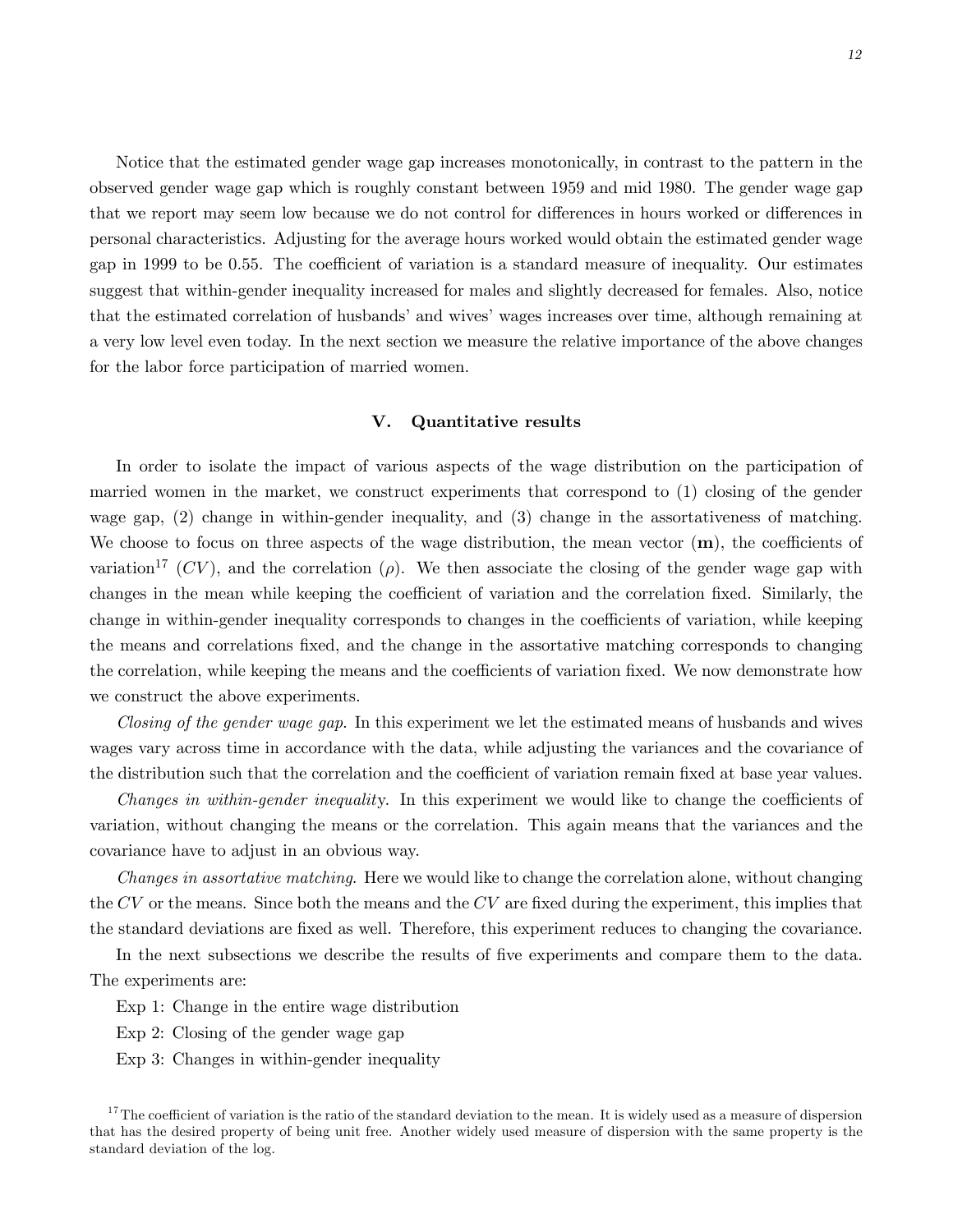Notice that the estimated gender wage gap increases monotonically, in contrast to the pattern in the observed gender wage gap which is roughly constant between 1959 and mid 1980. The gender wage gap that we report may seem low because we do not control for differences in hours worked or differences in personal characteristics. Adjusting for the average hours worked would obtain the estimated gender wage gap in 1999 to be 0.55. The coefficient of variation is a standard measure of inequality. Our estimates suggest that within-gender inequality increased for males and slightly decreased for females. Also, notice that the estimated correlation of husbands' and wives' wages increases over time, although remaining at a very low level even today. In the next section we measure the relative importance of the above changes for the labor force participation of married women.

## V. Quantitative results

In order to isolate the impact of various aspects of the wage distribution on the participation of married women in the market, we construct experiments that correspond to (1) closing of the gender wage gap, (2) change in within-gender inequality, and (3) change in the assortativeness of matching. We choose to focus on three aspects of the wage distribution, the mean vector ($\mathbf{m}$), the coefficients of variation[17] ($CV$), and the correlation ($\rho$). We then associate the closing of the gender wage gap with changes in the mean while keeping the coefficient of variation and the correlation fixed. Similarly, the change in within-gender inequality corresponds to changes in the coefficients of variation, while keeping the means and correlations fixed, and the change in the assortative matching corresponds to changing the correlation, while keeping the means and the coefficients of variation fixed. We now demonstrate how we construct the above experiments.

*Closing of the gender wage gap*. In this experiment we let the estimated means of husbands and wives wages vary across time in accordance with the data, while adjusting the variances and the covariance of the distribution such that the correlation and the coefficient of variation remain fixed at base year values.

*Changes in within-gender inequality*. In this experiment we would like to change the coefficients of variation, without changing the means or the correlation. This again means that the variances and the covariance have to adjust in an obvious way.

*Changes in assortative matching*. Here we would like to change the correlation alone, without changing the $CV$ or the means. Since both the means and the $CV$ are fixed during the experiment, this implies that the standard deviations are fixed as well. Therefore, this experiment reduces to changing the covariance.

In the next subsections we describe the results of five experiments and compare them to the data. The experiments are:

Exp 1: Change in the entire wage distribution

Exp 2: Closing of the gender wage gap

Exp 3: Changes in within-gender inequality

[17] The coefficient of variation is the ratio of the standard deviation to the mean. It is widely used as a measure of dispersion that has the desired property of being unit free. Another widely used measure of dispersion with the same property is the standard deviation of the log.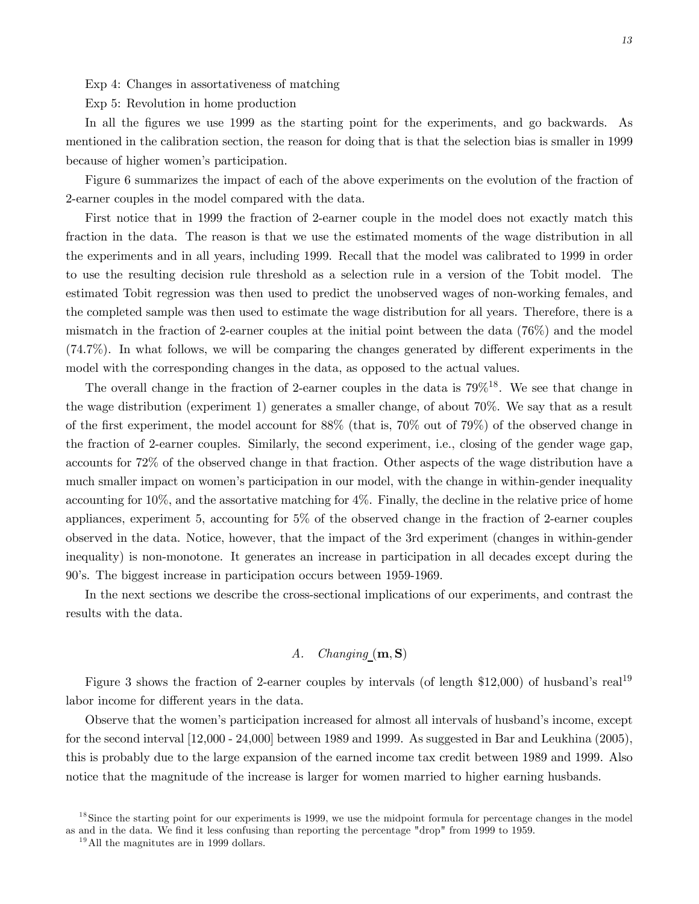Exp 4: Changes in assortativeness of matching

Exp 5: Revolution in home production

In all the figures we use 1999 as the starting point for the experiments, and go backwards. As mentioned in the calibration section, the reason for doing that is that the selection bias is smaller in 1999 because of higher women's participation.

Figure 6 summarizes the impact of each of the above experiments on the evolution of the fraction of 2-earner couples in the model compared with the data.

First notice that in 1999 the fraction of 2-earner couple in the model does not exactly match this fraction in the data. The reason is that we use the estimated moments of the wage distribution in all the experiments and in all years, including 1999. Recall that the model was calibrated to 1999 in order to use the resulting decision rule threshold as a selection rule in a version of the Tobit model. The estimated Tobit regression was then used to predict the unobserved wages of non-working females, and the completed sample was then used to estimate the wage distribution for all years. Therefore, there is a mismatch in the fraction of 2-earner couples at the initial point between the data (76%) and the model (74.7%). In what follows, we will be comparing the changes generated by different experiments in the model with the corresponding changes in the data, as opposed to the actual values.

The overall change in the fraction of 2-earner couples in the data is 79%[18]. We see that change in the wage distribution (experiment 1) generates a smaller change, of about 70%. We say that as a result of the first experiment, the model account for 88% (that is, 70% out of 79%) of the observed change in the fraction of 2-earner couples. Similarly, the second experiment, i.e., closing of the gender wage gap, accounts for 72% of the observed change in that fraction. Other aspects of the wage distribution have a much smaller impact on women's participation in our model, with the change in within-gender inequality accounting for 10%, and the assortative matching for 4%. Finally, the decline in the relative price of home appliances, experiment 5, accounting for 5% of the observed change in the fraction of 2-earner couples observed in the data. Notice, however, that the impact of the 3rd experiment (changes in within-gender inequality) is non-monotone. It generates an increase in participation in all decades except during the 90's. The biggest increase in participation occurs between 1959-1969.

In the next sections we describe the cross-sectional implications of our experiments, and contrast the results with the data.

## A. *Changing* $(\mathbf{m}, \mathbf{S})$

Figure 3 shows the fraction of 2-earner couples by intervals (of length \$12,000) of husband's real[19] labor income for different years in the data.

Observe that the women's participation increased for almost all intervals of husband's income, except for the second interval [12,000 - 24,000] between 1989 and 1999. As suggested in Bar and Leukhina (2005), this is probably due to the large expansion of the earned income tax credit between 1989 and 1999. Also notice that the magnitude of the increase is larger for women married to higher earning husbands.

[18] Since the starting point for our experiments is 1999, we use the midpoint formula for percentage changes in the model as and in the data. We find it less confusing than reporting the percentage "drop" from 1999 to 1959.

[19] All the magnitutes are in 1999 dollars.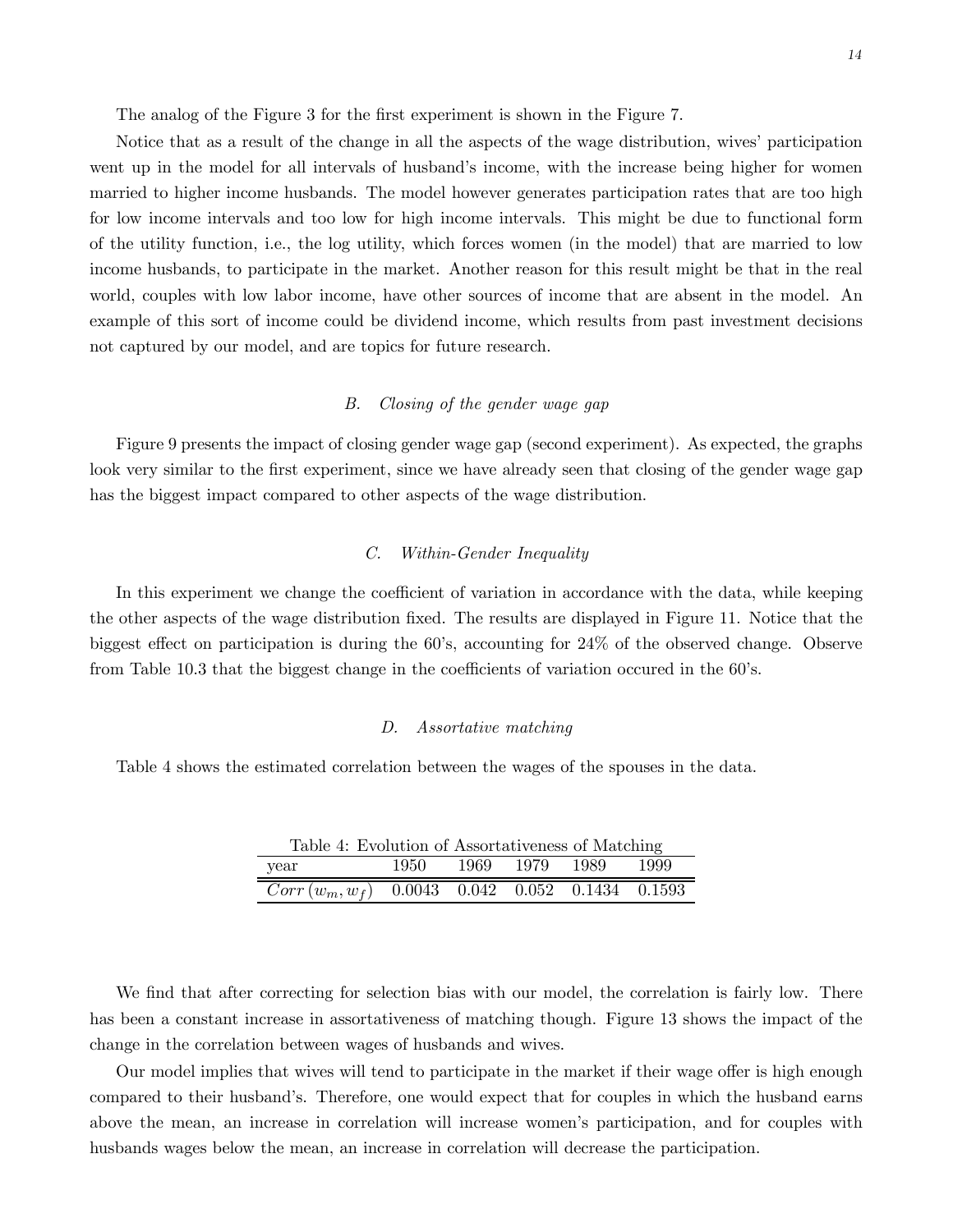The analog of the Figure 3 for the first experiment is shown in the Figure 7.

Notice that as a result of the change in all the aspects of the wage distribution, wives' participation went up in the model for all intervals of husband's income, with the increase being higher for women married to higher income husbands. The model however generates participation rates that are too high for low income intervals and too low for high income intervals. This might be due to functional form of the utility function, i.e., the log utility, which forces women (in the model) that are married to low income husbands, to participate in the market. Another reason for this result might be that in the real world, couples with low labor income, have other sources of income that are absent in the model. An example of this sort of income could be dividend income, which results from past investment decisions not captured by our model, and are topics for future research.

### B. *Closing of the gender wage gap*

Figure 9 presents the impact of closing gender wage gap (second experiment). As expected, the graphs look very similar to the first experiment, since we have already seen that closing of the gender wage gap has the biggest impact compared to other aspects of the wage distribution.

### C. *Within-Gender Inequality*

In this experiment we change the coefficient of variation in accordance with the data, while keeping the other aspects of the wage distribution fixed. The results are displayed in Figure 11. Notice that the biggest effect on participation is during the 60's, accounting for 24% of the observed change. Observe from Table 10.3 that the biggest change in the coefficients of variation occured in the 60's.

### D. *Assortative matching*

Table 4 shows the estimated correlation between the wages of the spouses in the data.

Table 4: Evolution of Assortativeness of Matching

| year | 1950 | 1969 | 1979 | 1989 | 1999 |
|---|---|---|---|---|---|
| $Corr(w_m, w_f)$ | 0.0043 | 0.042 | 0.052 | 0.1434 | 0.1593 |

We find that after correcting for selection bias with our model, the correlation is fairly low. There has been a constant increase in assortativeness of matching though. Figure 13 shows the impact of the change in the correlation between wages of husbands and wives.

Our model implies that wives will tend to participate in the market if their wage offer is high enough compared to their husband's. Therefore, one would expect that for couples in which the husband earns above the mean, an increase in correlation will increase women's participation, and for couples with husbands wages below the mean, an increase in correlation will decrease the participation.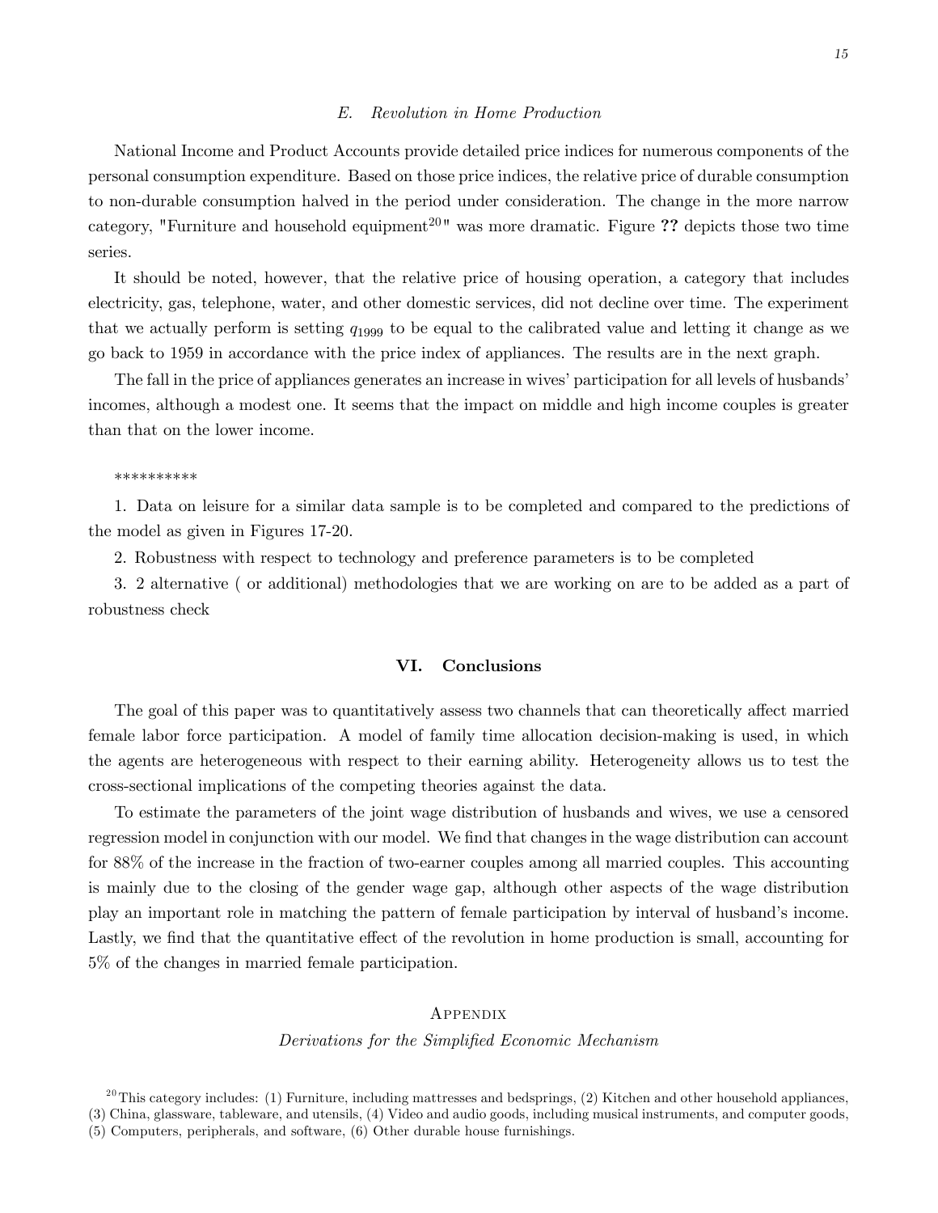### *E. Revolution in Home Production*

National Income and Product Accounts provide detailed price indices for numerous components of the personal consumption expenditure. Based on those price indices, the relative price of durable consumption to non-durable consumption halved in the period under consideration. The change in the more narrow category, "Furniture and household equipment[20]" was more dramatic. Figure **??** depicts those two time series.

It should be noted, however, that the relative price of housing operation, a category that includes electricity, gas, telephone, water, and other domestic services, did not decline over time. The experiment that we actually perform is setting $q_{1999}$ to be equal to the calibrated value and letting it change as we go back to 1959 in accordance with the price index of appliances. The results are in the next graph.

The fall in the price of appliances generates an increase in wives' participation for all levels of husbands' incomes, although a modest one. It seems that the impact on middle and high income couples is greater than that on the lower income.

**********

1. Data on leisure for a similar data sample is to be completed and compared to the predictions of the model as given in Figures 17-20.

2. Robustness with respect to technology and preference parameters is to be completed

3. 2 alternative ( or additional) methodologies that we are working on are to be added as a part of robustness check

## VI. Conclusions

The goal of this paper was to quantitatively assess two channels that can theoretically affect married female labor force participation. A model of family time allocation decision-making is used, in which the agents are heterogeneous with respect to their earning ability. Heterogeneity allows us to test the cross-sectional implications of the competing theories against the data.

To estimate the parameters of the joint wage distribution of husbands and wives, we use a censored regression model in conjunction with our model. We find that changes in the wage distribution can account for 88% of the increase in the fraction of two-earner couples among all married couples. This accounting is mainly due to the closing of the gender wage gap, although other aspects of the wage distribution play an important role in matching the pattern of female participation by interval of husband's income. Lastly, we find that the quantitative effect of the revolution in home production is small, accounting for 5% of the changes in married female participation.

## Appendix

*Derivations for the Simplified Economic Mechanism*

[20] This category includes: (1) Furniture, including mattresses and bedsprings, (2) Kitchen and other household appliances, (3) China, glassware, tableware, and utensils, (4) Video and audio goods, including musical instruments, and computer goods, (5) Computers, peripherals, and software, (6) Other durable house furnishings.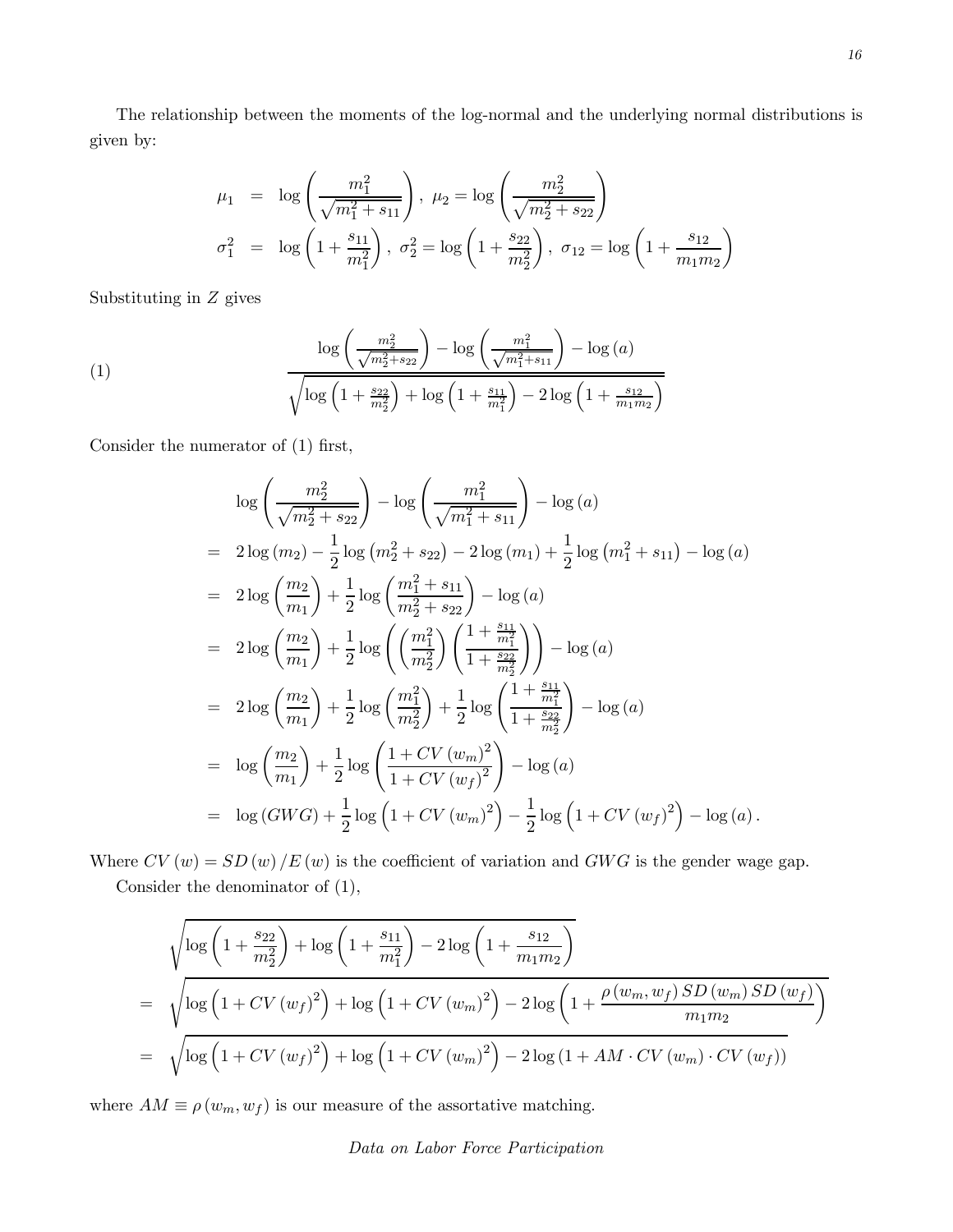The relationship between the moments of the log-normal and the underlying normal distributions is given by:

$$
\begin{aligned}
\mu_1 &= \log\left(\frac{m_1^2}{\sqrt{m_1^2+s_{11}}}\right),\ \mu_2 = \log\left(\frac{m_2^2}{\sqrt{m_2^2+s_{22}}}\right) \\
\sigma_1^2 &= \log\left(1+\frac{s_{11}}{m_1^2}\right),\ \sigma_2^2 = \log\left(1+\frac{s_{22}}{m_2^2}\right),\ \sigma_{12} = \log\left(1+\frac{s_{12}}{m_1 m_2}\right)
\end{aligned}
$$

Substituting in $Z$ gives

$$
\frac{\log\left(\frac{m_2^2}{\sqrt{m_2^2+s_{22}}}\right) - \log\left(\frac{m_1^2}{\sqrt{m_1^2+s_{11}}}\right) - \log(a)}{\sqrt{\log\left(1+\frac{s_{22}}{m_2^2}\right) + \log\left(1+\frac{s_{11}}{m_1^2}\right) - 2\log\left(1+\frac{s_{12}}{m_1 m_2}\right)}} \tag{1}
$$

Consider the numerator of (1) first,

$$
\begin{aligned}
& \log\left(\frac{m_2^2}{\sqrt{m_2^2+s_{22}}}\right) - \log\left(\frac{m_1^2}{\sqrt{m_1^2+s_{11}}}\right) - \log(a) \\
=\ & 2\log(m_2) - \frac{1}{2}\log\left(m_2^2+s_{22}\right) - 2\log(m_1) + \frac{1}{2}\log\left(m_1^2+s_{11}\right) - \log(a) \\
=\ & 2\log\left(\frac{m_2}{m_1}\right) + \frac{1}{2}\log\left(\frac{m_1^2+s_{11}}{m_2^2+s_{22}}\right) - \log(a) \\
=\ & 2\log\left(\frac{m_2}{m_1}\right) + \frac{1}{2}\log\left(\left(\frac{m_1^2}{m_2^2}\right)\left(\frac{1+\frac{s_{11}}{m_1^2}}{1+\frac{s_{22}}{m_2^2}}\right)\right) - \log(a) \\
=\ & 2\log\left(\frac{m_2}{m_1}\right) + \frac{1}{2}\log\left(\frac{m_1^2}{m_2^2}\right) + \frac{1}{2}\log\left(\frac{1+\frac{s_{11}}{m_1^2}}{1+\frac{s_{22}}{m_2^2}}\right) - \log(a) \\
=\ & \log\left(\frac{m_2}{m_1}\right) + \frac{1}{2}\log\left(\frac{1+CV(w_m)^2}{1+CV(w_f)^2}\right) - \log(a) \\
=\ & \log(GWG) + \frac{1}{2}\log\left(1+CV(w_m)^2\right) - \frac{1}{2}\log\left(1+CV(w_f)^2\right) - \log(a).
\end{aligned}
$$

Where $CV(w) = SD(w)/E(w)$ is the coefficient of variation and $GWG$ is the gender wage gap.

Consider the denominator of (1),

$$
\begin{aligned}
& \sqrt{\log\left(1+\frac{s_{22}}{m_2^2}\right) + \log\left(1+\frac{s_{11}}{m_1^2}\right) - 2\log\left(1+\frac{s_{12}}{m_1 m_2}\right)} \\
=\ & \sqrt{\log\left(1+CV(w_f)^2\right) + \log\left(1+CV(w_m)^2\right) - 2\log\left(1+\frac{\rho(w_m,w_f)\,SD(w_m)\,SD(w_f)}{m_1 m_2}\right)} \\
=\ & \sqrt{\log\left(1+CV(w_f)^2\right) + \log\left(1+CV(w_m)^2\right) - 2\log\left(1+AM\cdot CV(w_m)\cdot CV(w_f)\right)}
\end{aligned}
$$

where $AM \equiv \rho(w_m, w_f)$ is our measure of the assortative matching.

*Data on Labor Force Participation*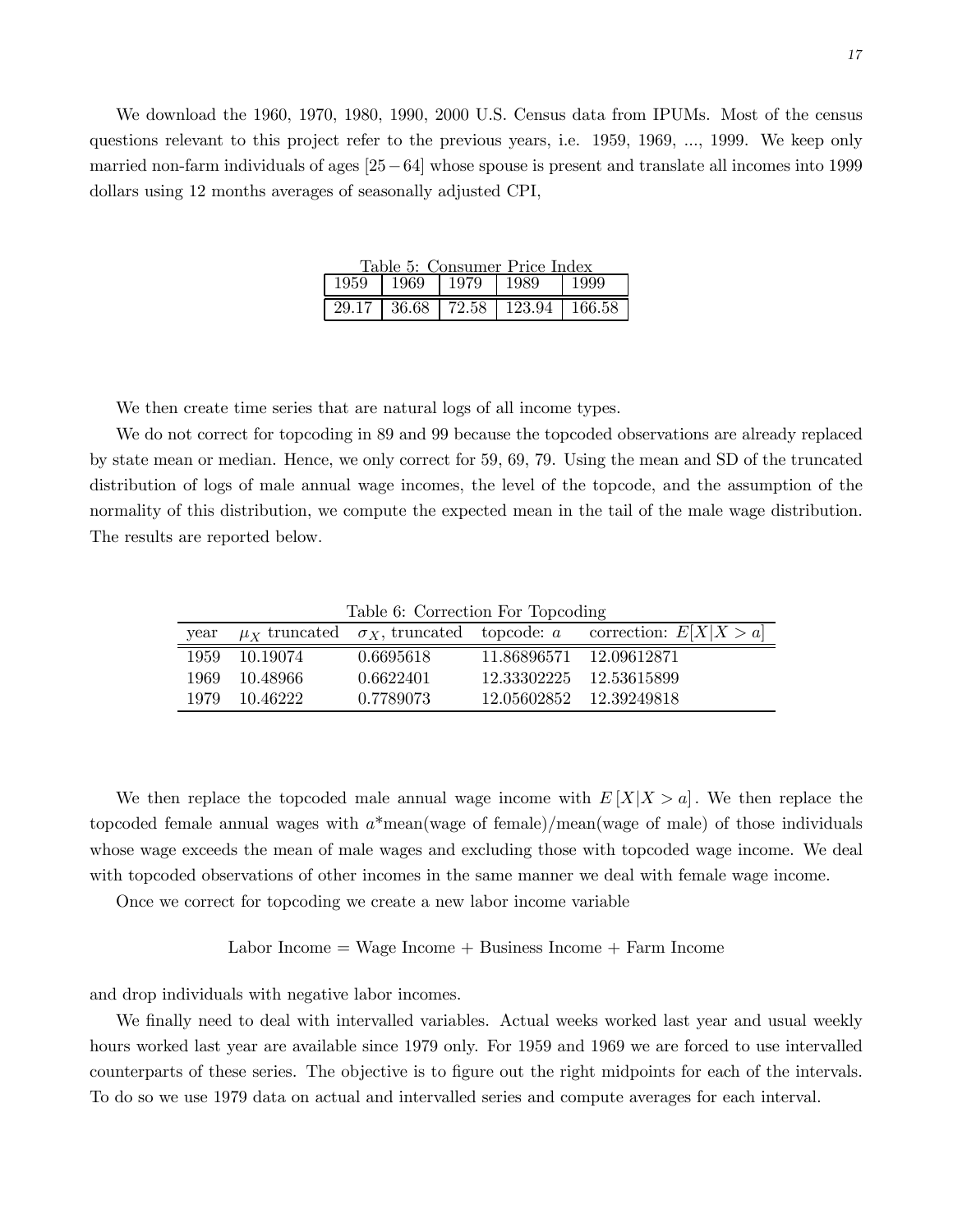We download the 1960, 1970, 1980, 1990, 2000 U.S. Census data from IPUMs. Most of the census questions relevant to this project refer to the previous years, i.e. 1959, 1969, ..., 1999. We keep only married non-farm individuals of ages $[25-64]$ whose spouse is present and translate all incomes into 1999 dollars using 12 months averages of seasonally adjusted CPI,

Table 5: Consumer Price Index

| 1959 | 1969 | 1979 | 1989 | 1999 |
|---|---|---|---|---|
| 29.17 | 36.68 | 72.58 | 123.94 | 166.58 |

We then create time series that are natural logs of all income types.

We do not correct for topcoding in 89 and 99 because the topcoded observations are already replaced by state mean or median. Hence, we only correct for 59, 69, 79. Using the mean and SD of the truncated distribution of logs of male annual wage incomes, the level of the topcode, and the assumption of the normality of this distribution, we compute the expected mean in the tail of the male wage distribution. The results are reported below.

Table 6: Correction For Topcoding

| year | $\mu_X$ truncated | $\sigma_X$, truncated | topcode: $a$ | correction: $E[X\|X>a]$ |
|---|---|---|---|---|
| 1959 | 10.19074 | 0.6695618 | 11.86896571 | 12.09612871 |
| 1969 | 10.48966 | 0.6622401 | 12.33302225 | 12.53615899 |
| 1979 | 10.46222 | 0.7789073 | 12.05602852 | 12.39249818 |

We then replace the topcoded male annual wage income with $E[X|X>a]$. We then replace the topcoded female annual wages with $a$*mean(wage of female)/mean(wage of male) of those individuals whose wage exceeds the mean of male wages and excluding those with topcoded wage income. We deal with topcoded observations of other incomes in the same manner we deal with female wage income.

Once we correct for topcoding we create a new labor income variable

$$\text{Labor Income} = \text{Wage Income} + \text{Business Income} + \text{Farm Income}$$

and drop individuals with negative labor incomes.

We finally need to deal with intervalled variables. Actual weeks worked last year and usual weekly hours worked last year are available since 1979 only. For 1959 and 1969 we are forced to use intervalled counterparts of these series. The objective is to figure out the right midpoints for each of the intervals. To do so we use 1979 data on actual and intervalled series and compute averages for each interval.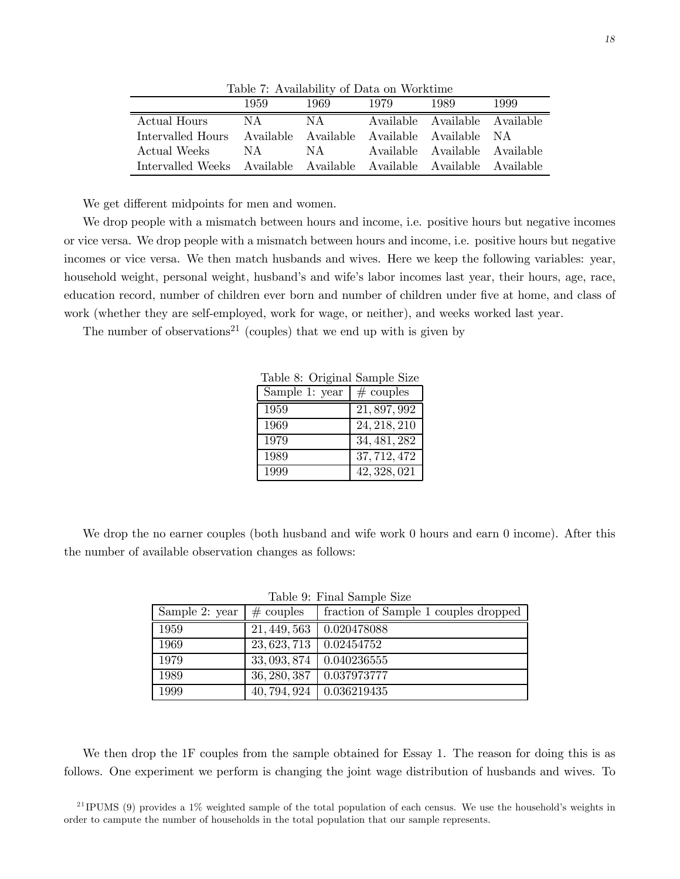Table 7: Availability of Data on Worktime

| | 1959 | 1969 | 1979 | 1989 | 1999 |
|---|---|---|---|---|---|
| Actual Hours | NA | NA | Available | Available | Available |
| Intervalled Hours | Available | Available | Available | Available | NA |
| Actual Weeks | NA | NA | Available | Available | Available |
| Intervalled Weeks | Available | Available | Available | Available | Available |

We get different midpoints for men and women.

We drop people with a mismatch between hours and income, i.e. positive hours but negative incomes or vice versa. We drop people with a mismatch between hours and income, i.e. positive hours but negative incomes or vice versa. We then match husbands and wives. Here we keep the following variables: year, household weight, personal weight, husband's and wife's labor incomes last year, their hours, age, race, education record, number of children ever born and number of children under five at home, and class of work (whether they are self-employed, work for wage, or neither), and weeks worked last year.

The number of observations[21] (couples) that we end up with is given by

Table 8: Original Sample Size

| Sample 1: year | # couples |
|---|---|
| 1959 | 21,897,992 |
| 1969 | 24,218,210 |
| 1979 | 34,481,282 |
| 1989 | 37,712,472 |
| 1999 | 42,328,021 |

We drop the no earner couples (both husband and wife work 0 hours and earn 0 income). After this the number of available observation changes as follows:

Table 9: Final Sample Size

| Sample 2: year | # couples | fraction of Sample 1 couples dropped |
|---|---|---|
| 1959 | 21,449,563 | 0.020478088 |
| 1969 | 23,623,713 | 0.02454752 |
| 1979 | 33,093,874 | 0.040236555 |
| 1989 | 36,280,387 | 0.037973777 |
| 1999 | 40,794,924 | 0.036219435 |

We then drop the 1F couples from the sample obtained for Essay 1. The reason for doing this is as follows. One experiment we perform is changing the joint wage distribution of husbands and wives. To

[21] IPUMS (9) provides a 1% weighted sample of the total population of each census. We use the household's weights in order to campute the number of households in the total population that our sample represents.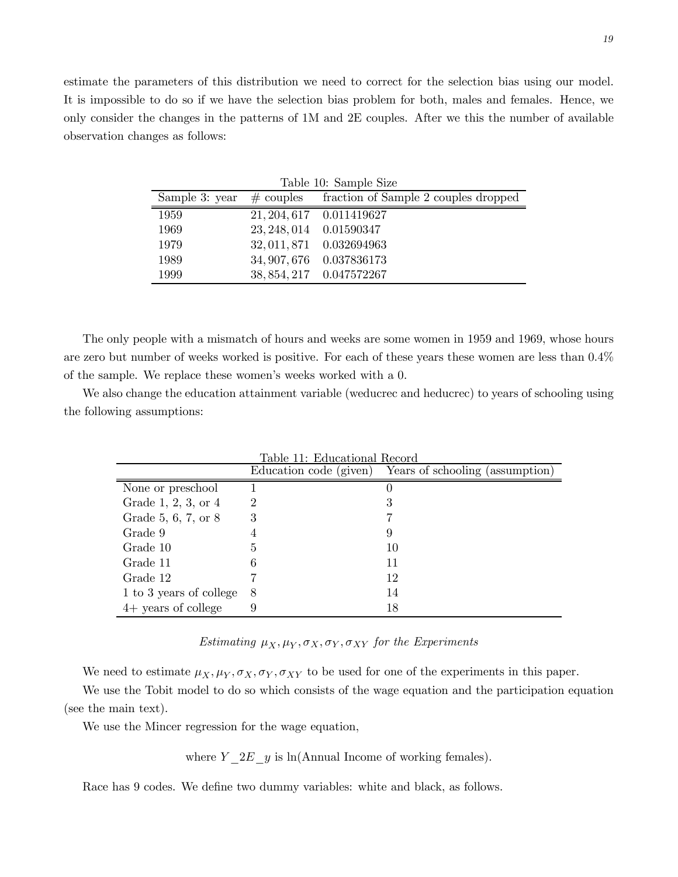estimate the parameters of this distribution we need to correct for the selection bias using our model. It is impossible to do so if we have the selection bias problem for both, males and females. Hence, we only consider the changes in the patterns of 1M and 2E couples. After we this the number of available observation changes as follows:

Table 10: Sample Size

| Sample 3: year | # couples | fraction of Sample 2 couples dropped |
|---|---|---|
| 1959 | 21,204,617 | 0.011419627 |
| 1969 | 23,248,014 | 0.01590347 |
| 1979 | 32,011,871 | 0.032694963 |
| 1989 | 34,907,676 | 0.037836173 |
| 1999 | 38,854,217 | 0.047572267 |

The only people with a mismatch of hours and weeks are some women in 1959 and 1969, whose hours are zero but number of weeks worked is positive. For each of these years these women are less than 0.4% of the sample. We replace these women's weeks worked with a 0.

We also change the education attainment variable (weducrec and heducrec) to years of schooling using the following assumptions:

Table 11: Educational Record

| | Education code (given) | Years of schooling (assumption) |
|---|---|---|
| None or preschool | 1 | 0 |
| Grade 1, 2, 3, or 4 | 2 | 3 |
| Grade 5, 6, 7, or 8 | 3 | 7 |
| Grade 9 | 4 | 9 |
| Grade 10 | 5 | 10 |
| Grade 11 | 6 | 11 |
| Grade 12 | 7 | 12 |
| 1 to 3 years of college | 8 | 14 |
| 4+ years of college | 9 | 18 |

*Estimating $\mu_X, \mu_Y, \sigma_X, \sigma_Y, \sigma_{XY}$ for the Experiments*

We need to estimate $\mu_X, \mu_Y, \sigma_X, \sigma_Y, \sigma_{XY}$ to be used for one of the experiments in this paper.

We use the Tobit model to do so which consists of the wage equation and the participation equation (see the main text).

We use the Mincer regression for the wage equation,

where $Y\_2E\_y$ is ln(Annual Income of working females).

Race has 9 codes. We define two dummy variables: white and black, as follows.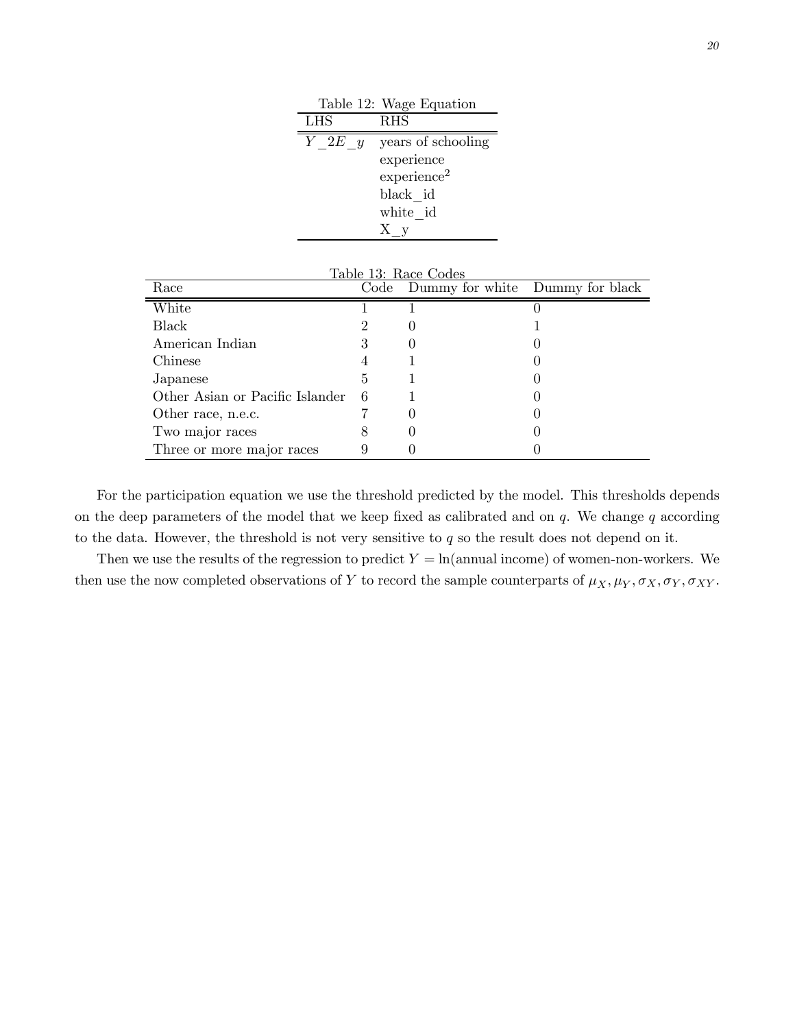Table 12: Wage Equation

| LHS | RHS |
|---|---|
| $Y\_2E\_y$ | years of schooling |
| | experience |
| | experience$^2$ |
| | black_id |
| | white_id |
| | X_y |

Table 13: Race Codes

| Race | Code | Dummy for white | Dummy for black |
|---|---|---|---|
| White | 1 | 1 | 0 |
| Black | 2 | 0 | 1 |
| American Indian | 3 | 0 | 0 |
| Chinese | 4 | 1 | 0 |
| Japanese | 5 | 1 | 0 |
| Other Asian or Pacific Islander | 6 | 1 | 0 |
| Other race, n.e.c. | 7 | 0 | 0 |
| Two major races | 8 | 0 | 0 |
| Three or more major races | 9 | 0 | 0 |

For the participation equation we use the threshold predicted by the model. This thresholds depends on the deep parameters of the model that we keep fixed as calibrated and on $q$. We change $q$ according to the data. However, the threshold is not very sensitive to $q$ so the result does not depend on it.

Then we use the results of the regression to predict $Y = \ln(\text{annual income})$ of women-non-workers. We then use the now completed observations of $Y$ to record the sample counterparts of $\mu_X, \mu_Y, \sigma_X, \sigma_Y, \sigma_{XY}$.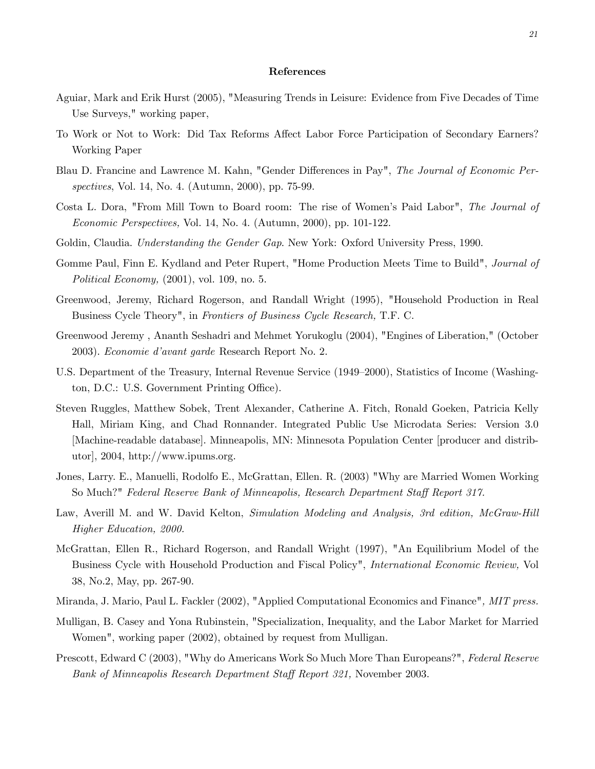## References

Aguiar, Mark and Erik Hurst (2005), "Measuring Trends in Leisure: Evidence from Five Decades of Time Use Surveys," working paper,

To Work or Not to Work: Did Tax Reforms Affect Labor Force Participation of Secondary Earners? Working Paper

Blau D. Francine and Lawrence M. Kahn, "Gender Differences in Pay", *The Journal of Economic Perspectives*, Vol. 14, No. 4. (Autumn, 2000), pp. 75-99.

Costa L. Dora, "From Mill Town to Board room: The rise of Women's Paid Labor", *The Journal of Economic Perspectives,* Vol. 14, No. 4. (Autumn, 2000), pp. 101-122.

Goldin, Claudia. *Understanding the Gender Gap*. New York: Oxford University Press, 1990.

Gomme Paul, Finn E. Kydland and Peter Rupert, "Home Production Meets Time to Build", *Journal of Political Economy,* (2001), vol. 109, no. 5.

Greenwood, Jeremy, Richard Rogerson, and Randall Wright (1995), "Household Production in Real Business Cycle Theory", in *Frontiers of Business Cycle Research,* T.F. C.

Greenwood Jeremy , Ananth Seshadri and Mehmet Yorukoglu (2004), "Engines of Liberation," (October 2003). *Economie d'avant garde* Research Report No. 2.

U.S. Department of the Treasury, Internal Revenue Service (1949–2000), Statistics of Income (Washington, D.C.: U.S. Government Printing Office).

Steven Ruggles, Matthew Sobek, Trent Alexander, Catherine A. Fitch, Ronald Goeken, Patricia Kelly Hall, Miriam King, and Chad Ronnander. Integrated Public Use Microdata Series: Version 3.0 [Machine-readable database]. Minneapolis, MN: Minnesota Population Center [producer and distributor], 2004, http://www.ipums.org.

Jones, Larry. E., Manuelli, Rodolfo E., McGrattan, Ellen. R. (2003) "Why are Married Women Working So Much?" *Federal Reserve Bank of Minneapolis, Research Department Staff Report 317.*

Law, Averill M. and W. David Kelton, *Simulation Modeling and Analysis, 3rd edition, McGraw-Hill Higher Education, 2000.*

McGrattan, Ellen R., Richard Rogerson, and Randall Wright (1997), "An Equilibrium Model of the Business Cycle with Household Production and Fiscal Policy", *International Economic Review,* Vol 38, No.2, May, pp. 267-90.

Miranda, J. Mario, Paul L. Fackler (2002), "Applied Computational Economics and Finance"*, MIT press.*

Mulligan, B. Casey and Yona Rubinstein, "Specialization, Inequality, and the Labor Market for Married Women", working paper (2002), obtained by request from Mulligan.

Prescott, Edward C (2003), "Why do Americans Work So Much More Than Europeans?", *Federal Reserve Bank of Minneapolis Research Department Staff Report 321,* November 2003.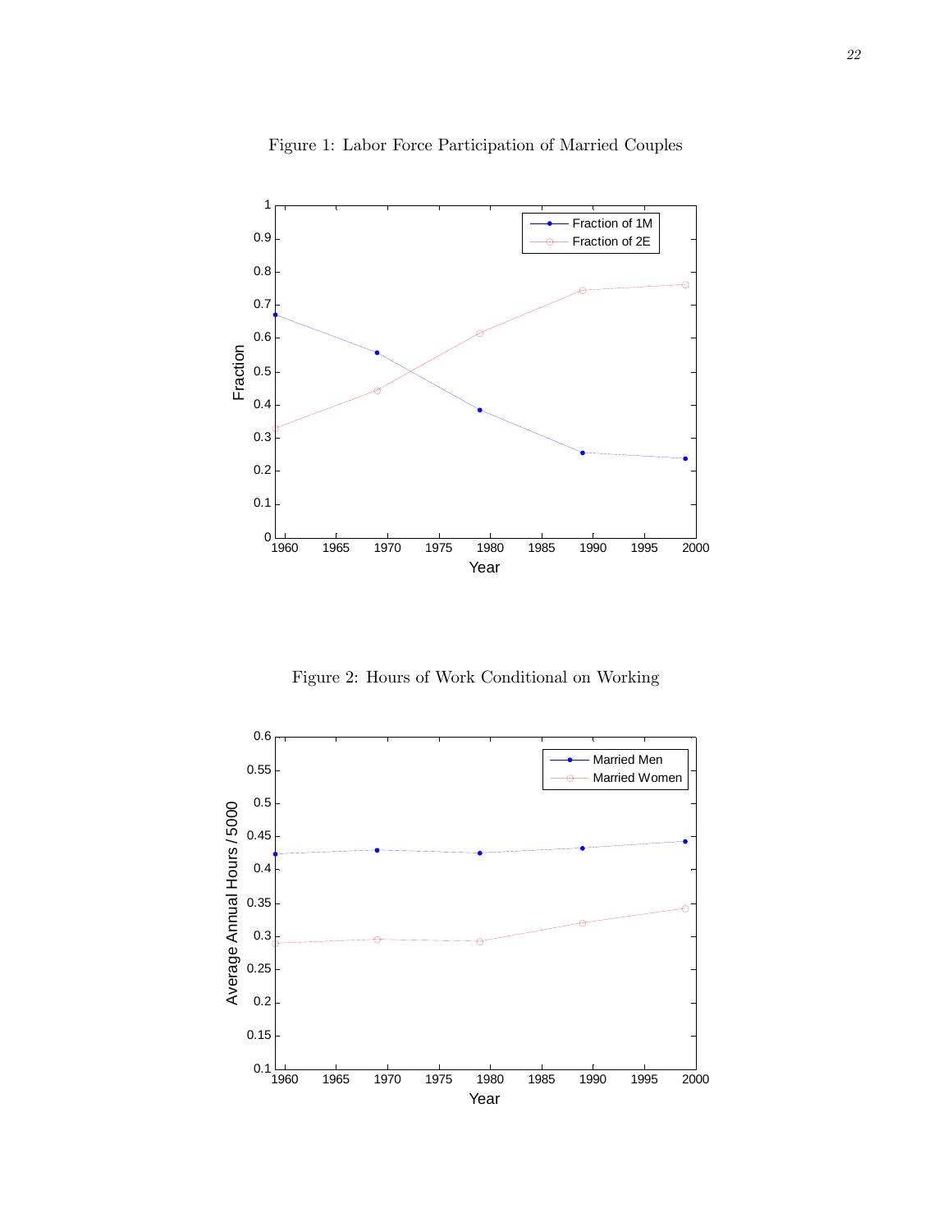Figure 1: Labor Force Participation of Married Couples

Figure 2: Hours of Work Conditional on Working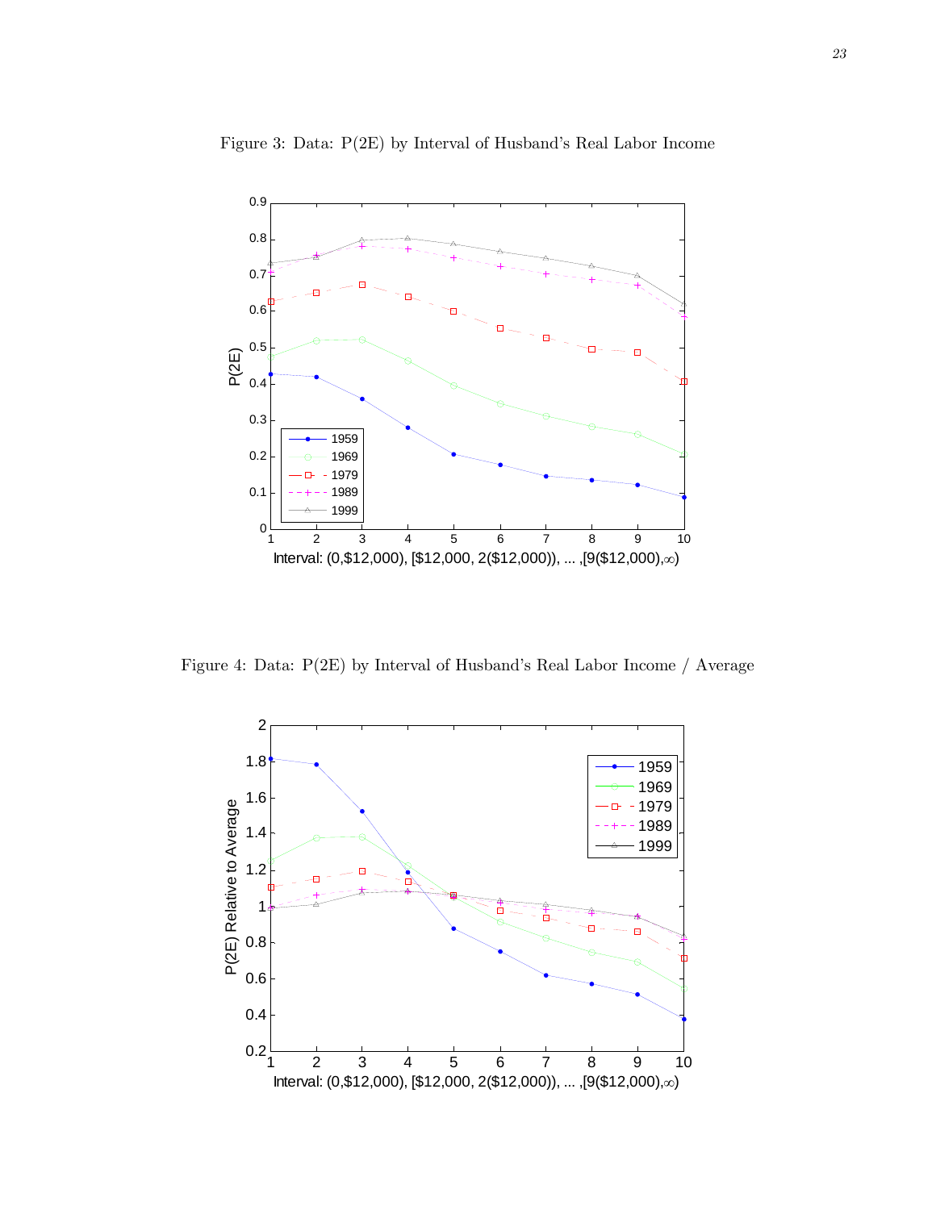Figure 3: Data: P(2E) by Interval of Husband's Real Labor Income

Figure 4: Data: P(2E) by Interval of Husband's Real Labor Income / Average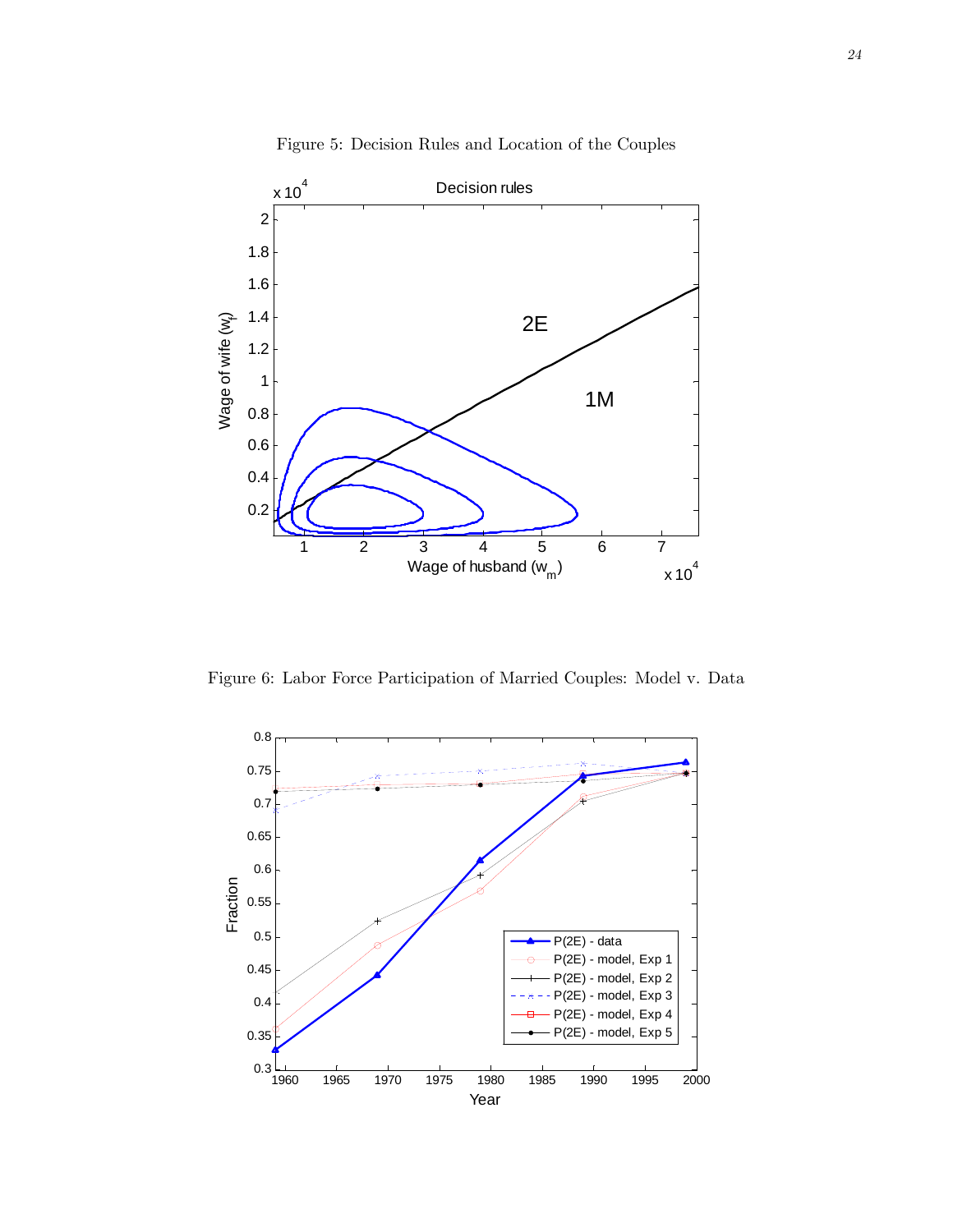Figure 5: Decision Rules and Location of the Couples

Figure 6: Labor Force Participation of Married Couples: Model v. Data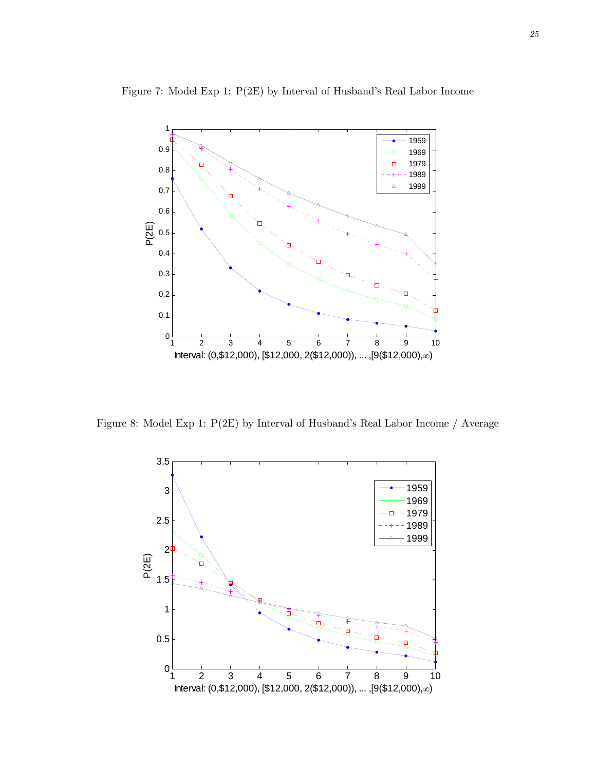Figure 7: Model Exp 1: P(2E) by Interval of Husband's Real Labor Income

Figure 8: Model Exp 1: P(2E) by Interval of Husband's Real Labor Income / Average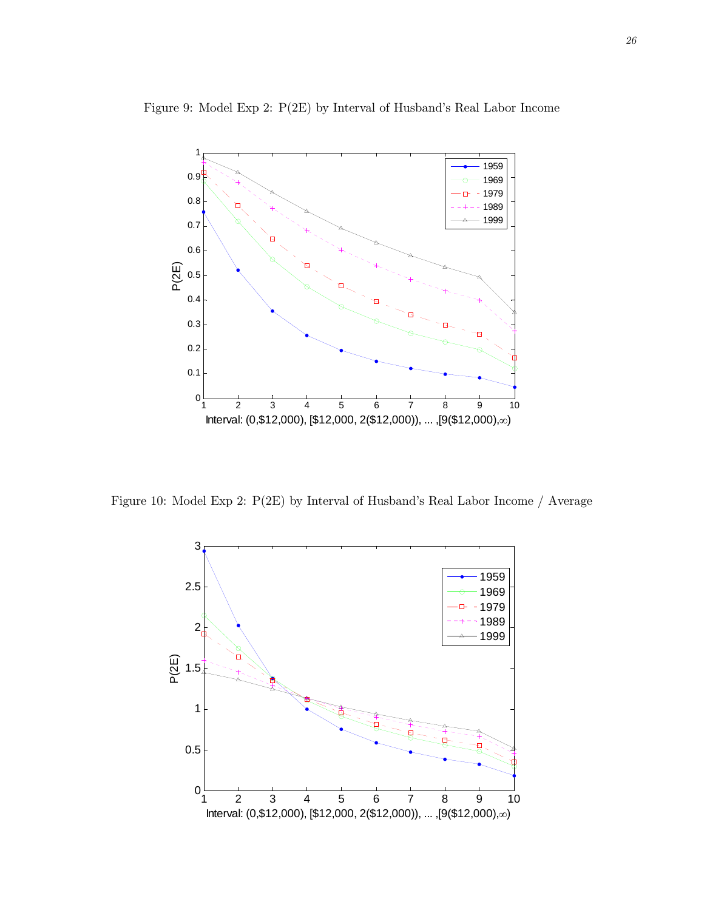Figure 9: Model Exp 2: P(2E) by Interval of Husband's Real Labor Income

Figure 10: Model Exp 2: P(2E) by Interval of Husband's Real Labor Income / Average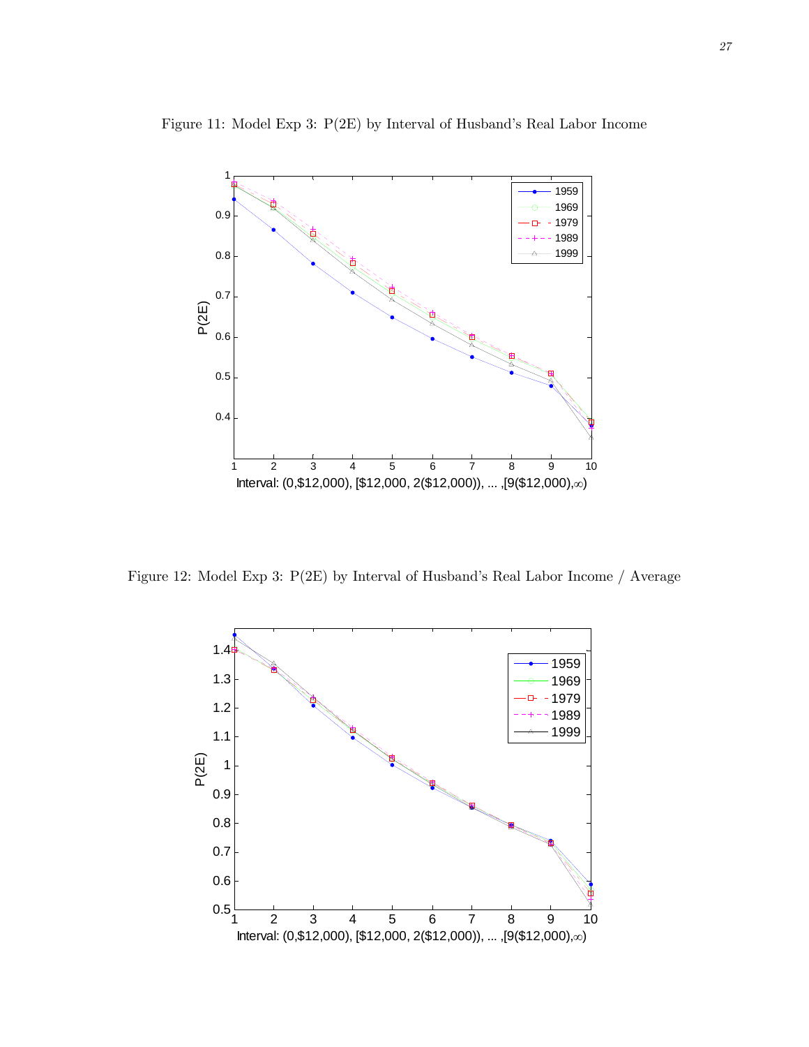Figure 11: Model Exp 3: P(2E) by Interval of Husband's Real Labor Income

Figure 12: Model Exp 3: P(2E) by Interval of Husband's Real Labor Income / Average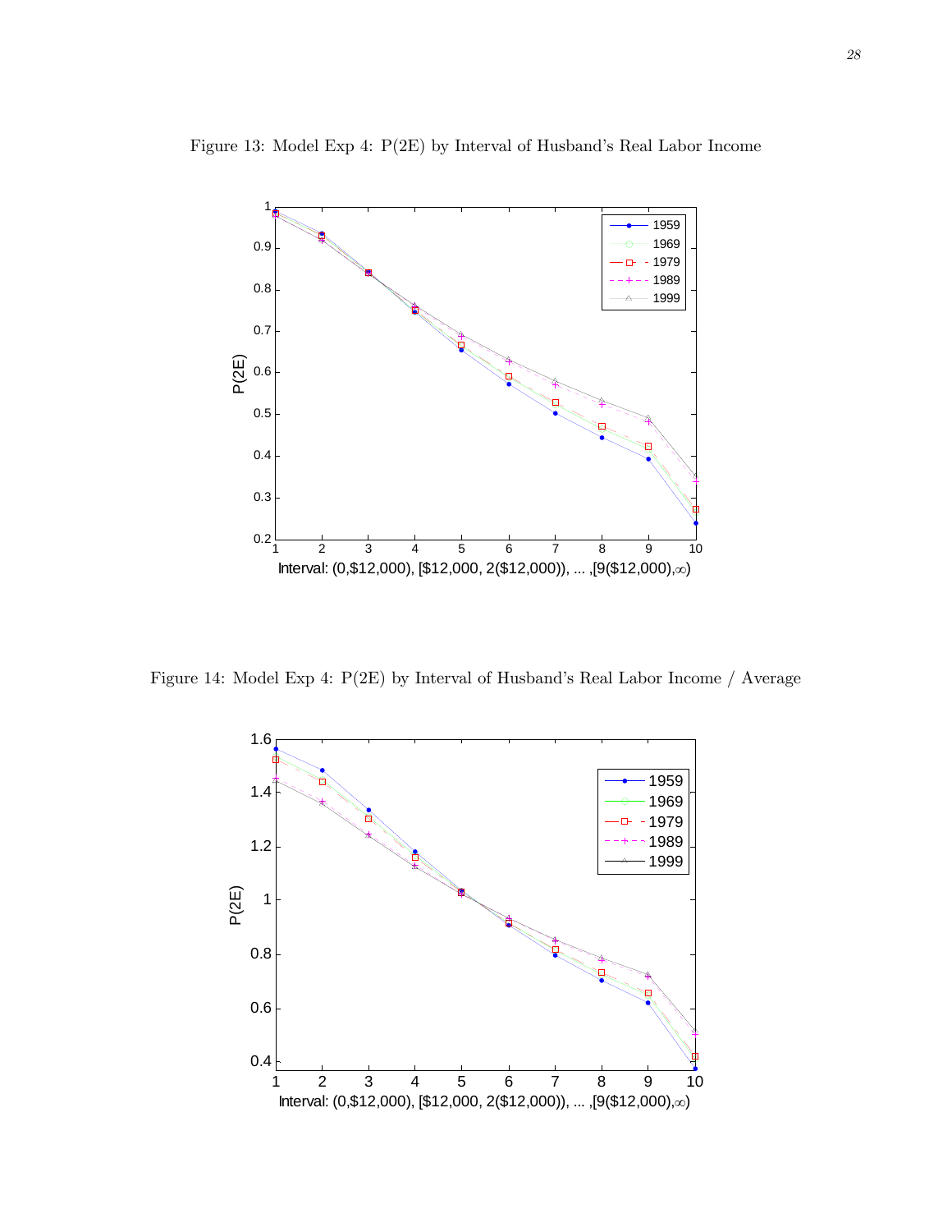Figure 13: Model Exp 4: P(2E) by Interval of Husband's Real Labor Income

Figure 14: Model Exp 4: P(2E) by Interval of Husband's Real Labor Income / Average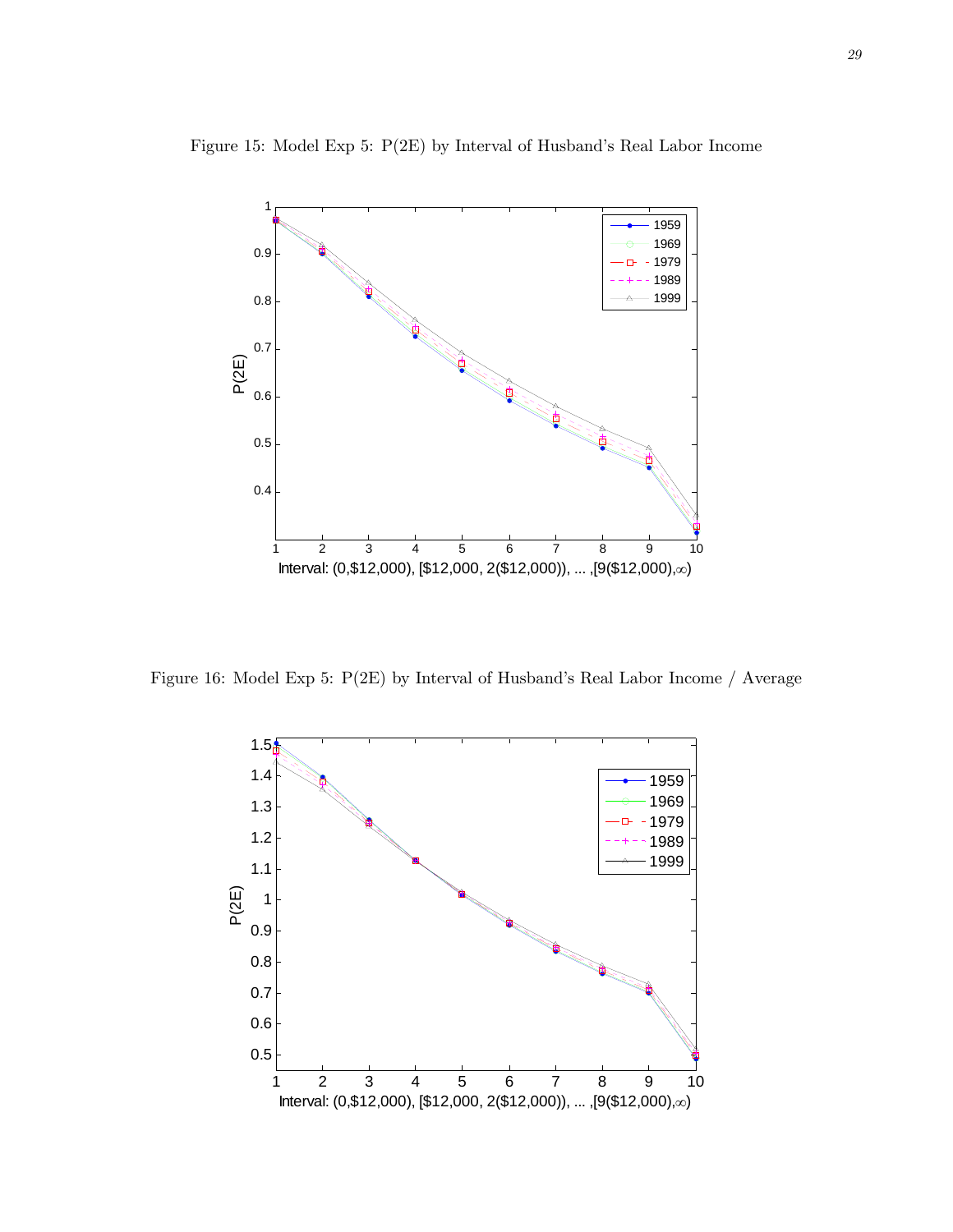Figure 15: Model Exp 5: P(2E) by Interval of Husband's Real Labor Income

Figure 16: Model Exp 5: P(2E) by Interval of Husband's Real Labor Income / Average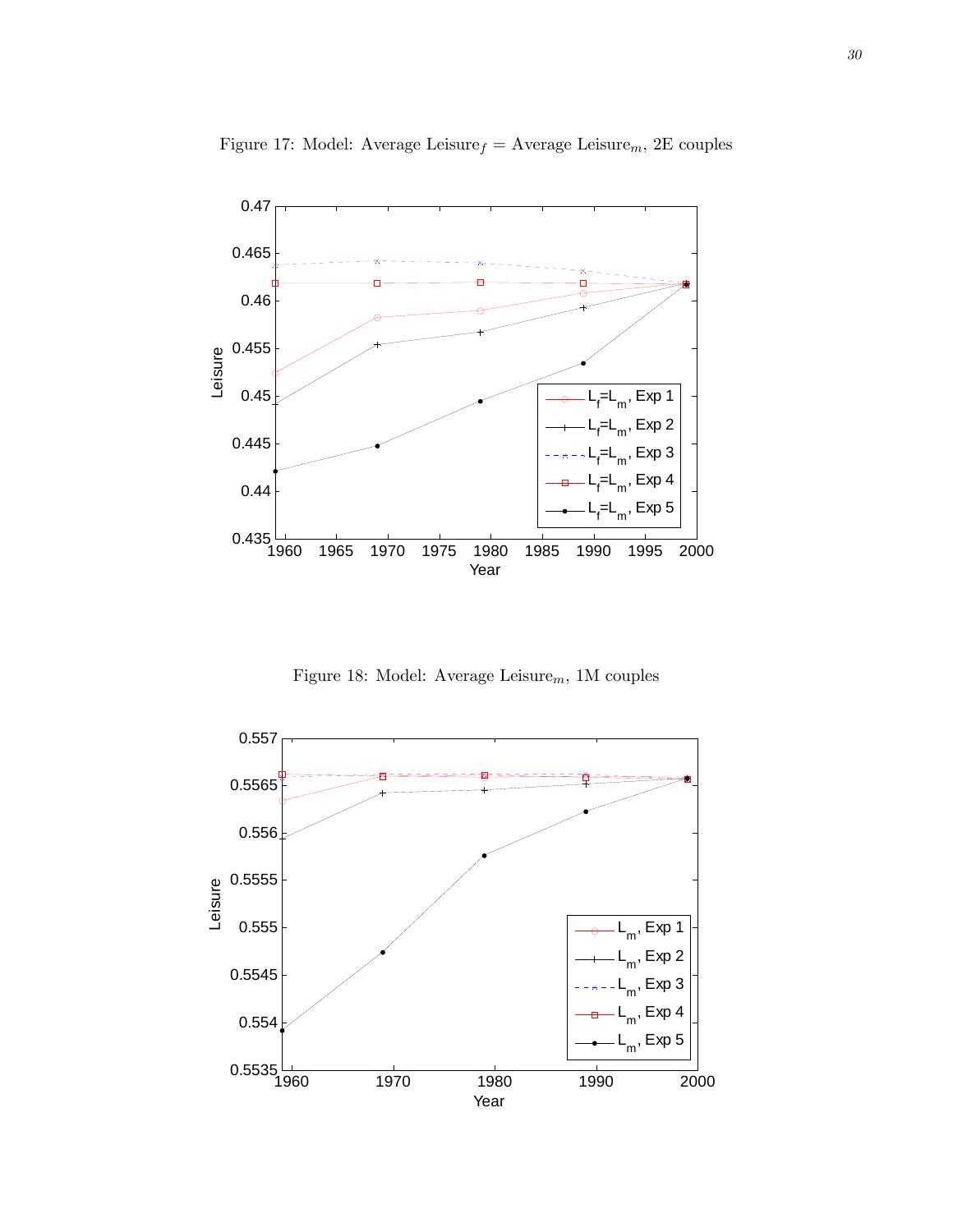Figure 17: Model: Average Leisure$_f$ = Average Leisure$_m$, 2E couples

Figure 18: Model: Average Leisure$_m$, 1M couples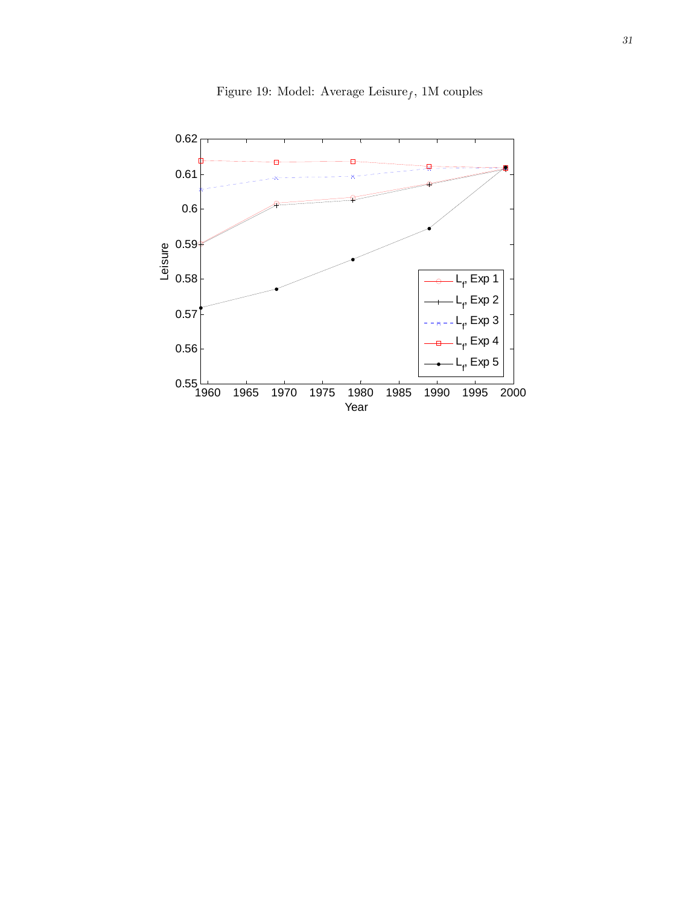Figure 19: Model: Average Leisure$_f$, 1M couples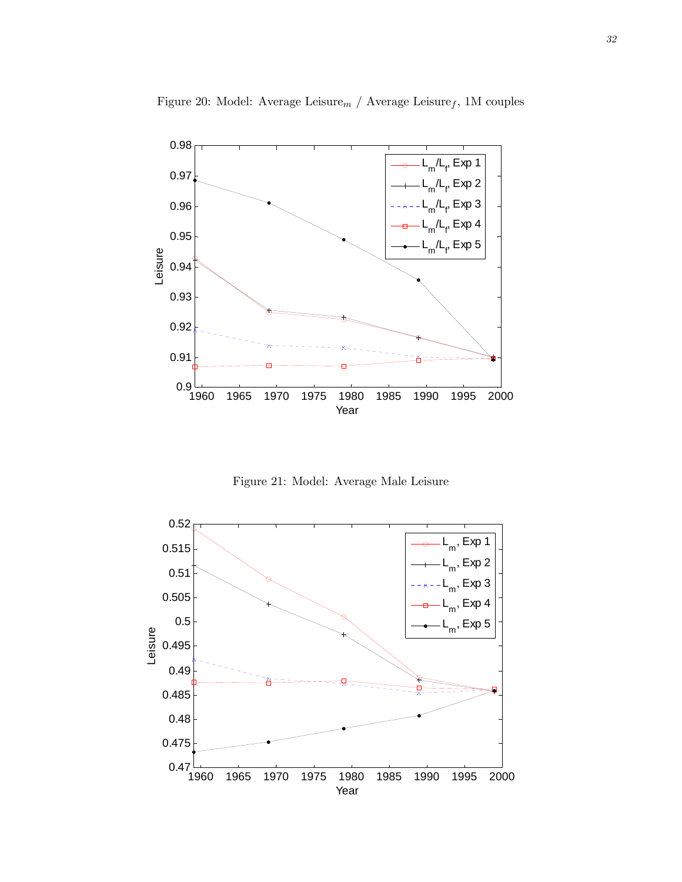Figure 20: Model: Average Leisure$_m$ / Average Leisure$_f$, 1M couples

Figure 21: Model: Average Male Leisure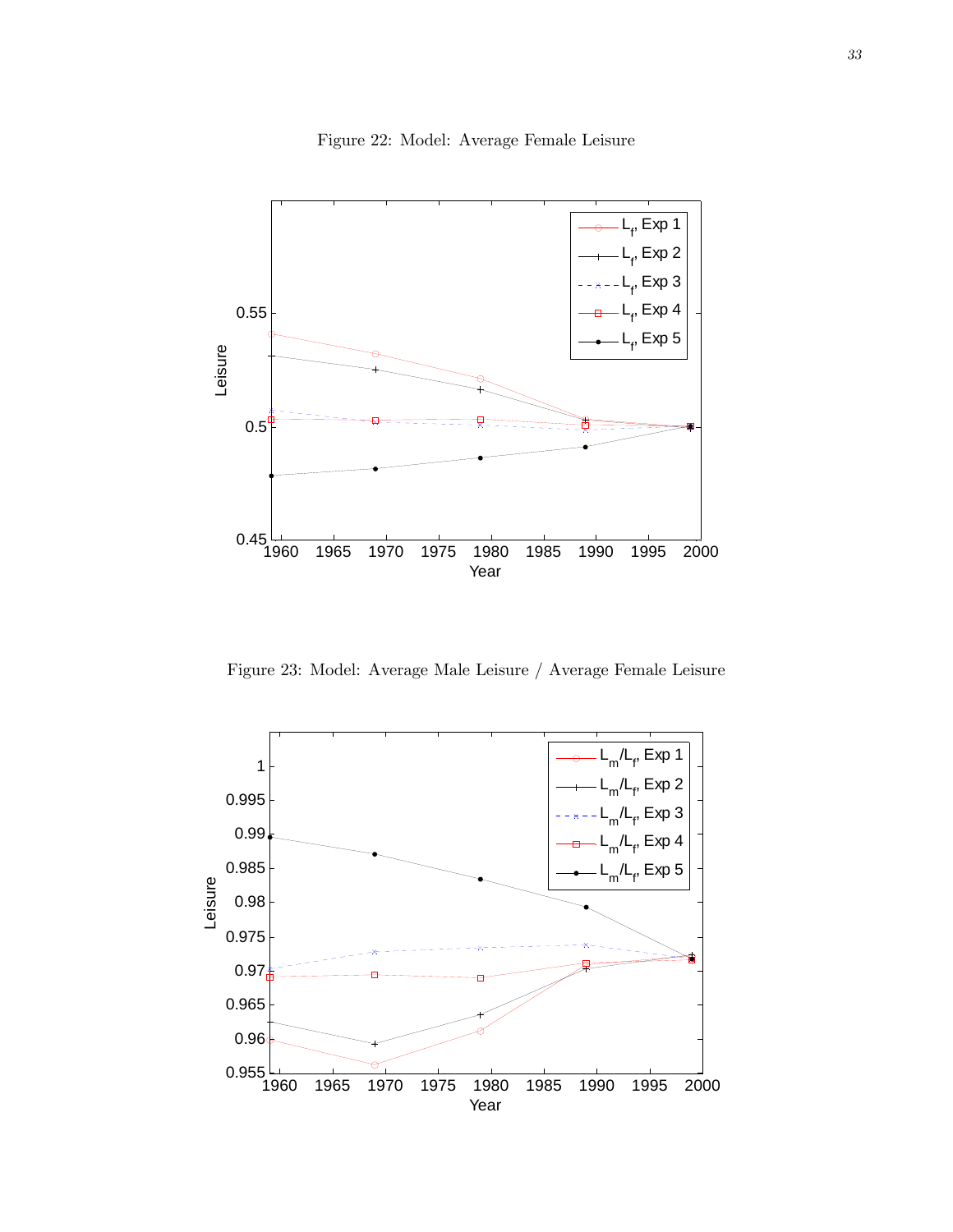Figure 22: Model: Average Female Leisure

Leisure

0.55
0.5
0.45

1960 1965 1970 1975 1980 1985 1990 1995 2000

Year

$L_f$, Exp 1
$L_f$, Exp 2
$L_f$, Exp 3
$L_f$, Exp 4
$L_f$, Exp 5

Figure 23: Model: Average Male Leisure / Average Female Leisure

Leisure

1
0.995
0.99
0.985
0.98
0.975
0.97
0.965
0.96
0.955

1960 1965 1970 1975 1980 1985 1990 1995 2000

Year

$L_m/L_f$, Exp 1
$L_m/L_f$, Exp 2
$L_m/L_f$, Exp 3
$L_m/L_f$, Exp 4
$L_m/L_f$, Exp 5